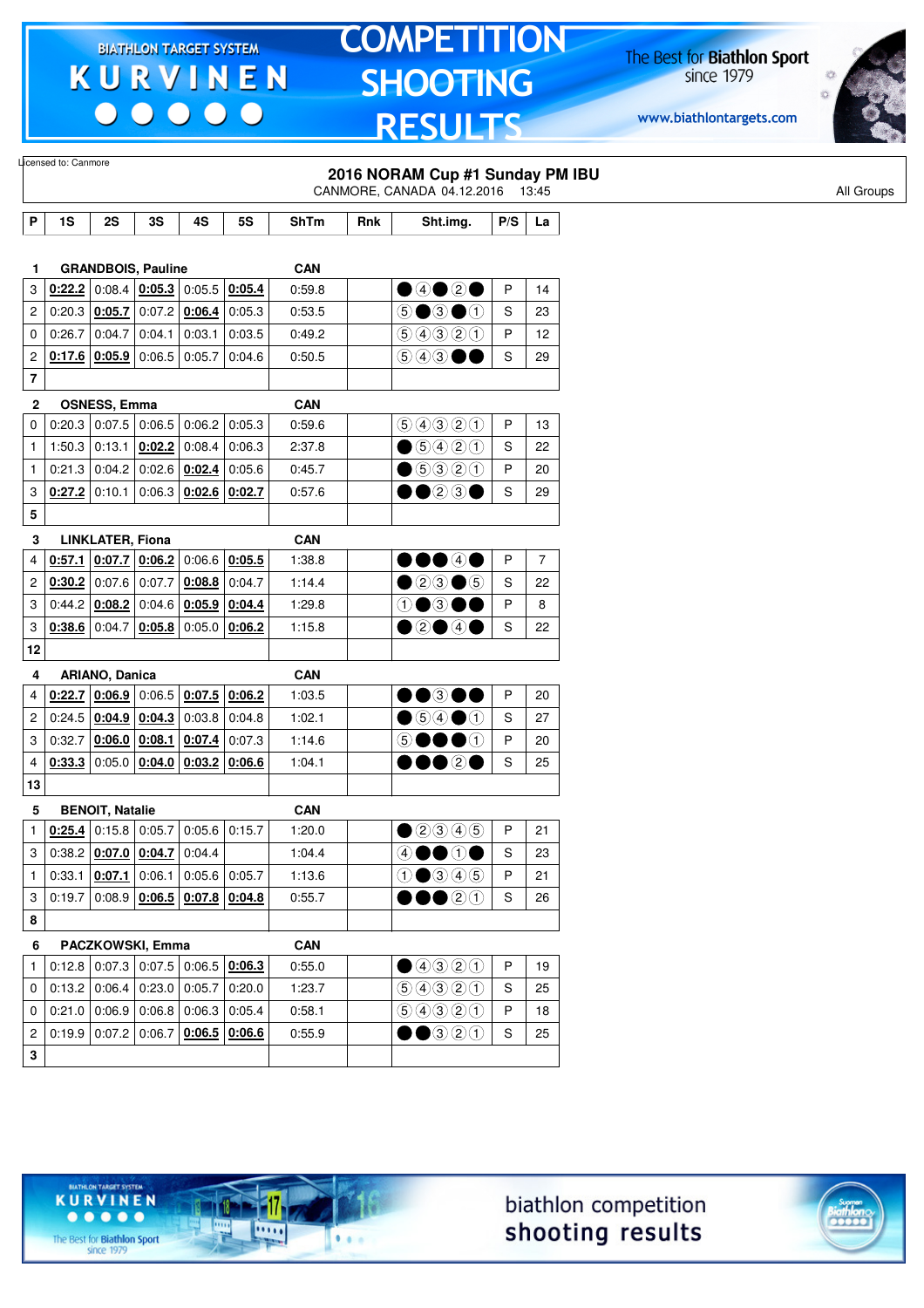# COMPETITION SHOOTING RESULTS

Licensed to: Canmore

**2016 NORAM Cup #1 Sunday PM IBU**

CANMORE, CANADA 04.12.2016 13:45

All Groups

| P | 1S | 2S | 3S | 4S | 5S | ShTm | Rnk | Sht.img. | P/S | La |
|---|---|---|---|---|---|---|---|---|---|---|
| **1** | **GRANDBOIS, Pauline** | | | | | **CAN** | | | | |
| 3 | **0:22.2** | 0:08.4 | **0:05.3** | 0:05.5 | **0:05.4** | 0:59.8 | | ●④●②● | P | 14 |
| 2 | 0:20.3 | **0:05.7** | 0:07.2 | **0:06.4** | 0:05.3 | 0:53.5 | | ⑤●③●① | S | 23 |
| 0 | 0:26.7 | 0:04.7 | 0:04.1 | 0:03.1 | 0:03.5 | 0:49.2 | | ⑤④③②① | P | 12 |
| 2 | **0:17.6** | **0:05.9** | 0:06.5 | 0:05.7 | 0:04.6 | 0:50.5 | | ⑤④③●● | S | 29 |
| **7** | | | | | | | | | | |
| **2** | **OSNESS, Emma** | | | | | **CAN** | | | | |
| 0 | 0:20.3 | 0:07.5 | 0:06.5 | 0:06.2 | 0:05.3 | 0:59.6 | | ⑤④③②① | P | 13 |
| 1 | 1:50.3 | 0:13.1 | **0:02.2** | 0:08.4 | 0:06.3 | 2:37.8 | | ●⑤④②① | S | 22 |
| 1 | 0:21.3 | 0:04.2 | 0:02.6 | **0:02.4** | 0:05.6 | 0:45.7 | | ●⑤③②① | P | 20 |
| 3 | **0:27.2** | 0:10.1 | 0:06.3 | **0:02.6** | **0:02.7** | 0:57.6 | | ●●②③● | S | 29 |
| **5** | | | | | | | | | | |
| **3** | **LINKLATER, Fiona** | | | | | **CAN** | | | | |
| 4 | **0:57.1** | **0:07.7** | **0:06.2** | 0:06.6 | **0:05.5** | 1:38.8 | | ●●●④● | P | 7 |
| 2 | **0:30.2** | 0:07.6 | 0:07.7 | **0:08.8** | 0:04.7 | 1:14.4 | | ●②③●⑤ | S | 22 |
| 3 | 0:44.2 | **0:08.2** | 0:04.6 | **0:05.9** | **0:04.4** | 1:29.8 | | ①●③●● | P | 8 |
| 3 | **0:38.6** | 0:04.7 | **0:05.8** | 0:05.0 | **0:06.2** | 1:15.8 | | ●②●④● | S | 22 |
| **12** | | | | | | | | | | |
| **4** | **ARIANO, Danica** | | | | | **CAN** | | | | |
| 4 | **0:22.7** | **0:06.9** | 0:06.5 | **0:07.5** | **0:06.2** | 1:03.5 | | ●●③●● | P | 20 |
| 2 | 0:24.5 | **0:04.9** | **0:04.3** | 0:03.8 | 0:04.8 | 1:02.1 | | ●⑤④●① | S | 27 |
| 3 | 0:32.7 | **0:06.0** | **0:08.1** | **0:07.4** | 0:07.3 | 1:14.6 | | ⑤●●●① | P | 20 |
| 4 | **0:33.3** | 0:05.0 | **0:04.0** | **0:03.2** | **0:06.6** | 1:04.1 | | ●●●②● | S | 25 |
| **13** | | | | | | | | | | |
| **5** | **BENOIT, Natalie** | | | | | **CAN** | | | | |
| 1 | **0:25.4** | 0:15.8 | 0:05.7 | 0:05.6 | 0:15.7 | 1:20.0 | | ●②③④⑤ | P | 21 |
| 3 | 0:38.2 | **0:07.0** | **0:04.7** | 0:04.4 | | 1:04.4 | | ④●●①● | S | 23 |
| 1 | 0:33.1 | **0:07.1** | 0:06.1 | 0:05.6 | 0:05.7 | 1:13.6 | | ①●③④⑤ | P | 21 |
| 3 | 0:19.7 | 0:08.9 | **0:06.5** | **0:07.8** | **0:04.8** | 0:55.7 | | ●●●②① | S | 26 |
| **8** | | | | | | | | | | |
| **6** | **PACZKOWSKI, Emma** | | | | | **CAN** | | | | |
| 1 | 0:12.8 | 0:07.3 | 0:07.5 | 0:06.5 | **0:06.3** | 0:55.0 | | ●④③②① | P | 19 |
| 0 | 0:13.2 | 0:06.4 | 0:23.0 | 0:05.7 | 0:20.0 | 1:23.7 | | ⑤④③②① | S | 25 |
| 0 | 0:21.0 | 0:06.9 | 0:06.8 | 0:06.3 | 0:05.4 | 0:58.1 | | ⑤④③②① | P | 18 |
| 2 | 0:19.9 | 0:07.2 | 0:06.7 | **0:06.5** | **0:06.6** | 0:55.9 | | ●●③②① | S | 25 |
| **3** | | | | | | | | | | |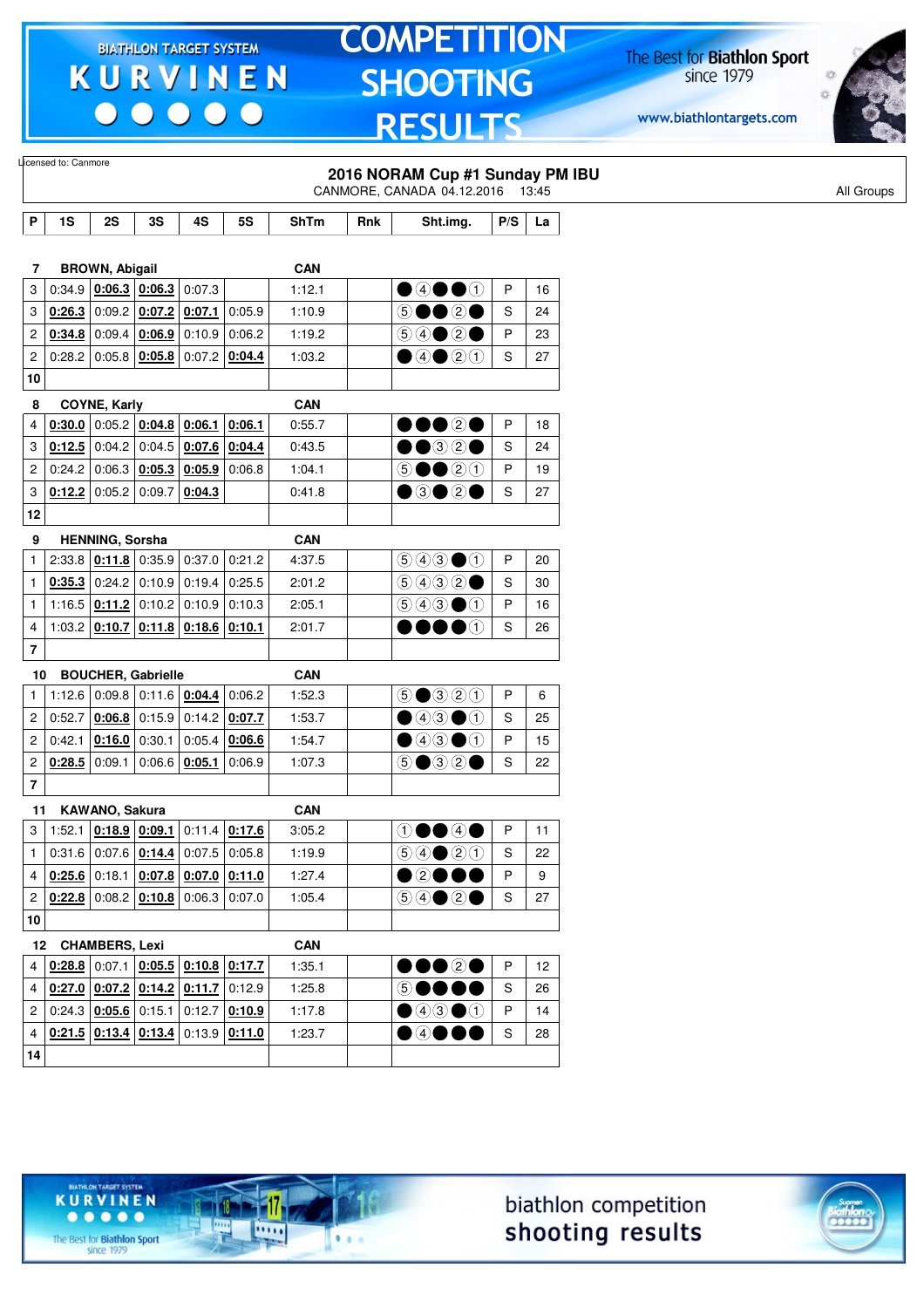Licensed to: Canmore

## 2016 NORAM Cup #1 Sunday PM IBU

CANMORE, CANADA 04.12.2016 13:45

All Groups

| P | 1S | 2S | 3S | 4S | 5S | ShTm | Rnk | Sht.img. | P/S | La |
|---|---|---|---|---|---|---|---|---|---|---|
| **7** | **BROWN, Abigail** | | | | | **CAN** | | | | |
| 3 | 0:34.9 | **0:06.3** | **0:06.3** | 0:07.3 | | 1:12.1 | | ● ④ ● ● ① | P | 16 |
| 3 | **0:26.3** | 0:09.2 | **0:07.2** | **0:07.1** | 0:05.9 | 1:10.9 | | ⑤ ● ● ② ● | S | 24 |
| 2 | **0:34.8** | 0:09.4 | **0:06.9** | 0:10.9 | 0:06.2 | 1:19.2 | | ⑤ ④ ● ② ● | P | 23 |
| 2 | 0:28.2 | 0:05.8 | **0:05.8** | 0:07.2 | **0:04.4** | 1:03.2 | | ● ④ ● ② ① | S | 27 |
| **10** | | | | | | | | | | |
| **8** | **COYNE, Karly** | | | | | **CAN** | | | | |
| 4 | **0:30.0** | 0:05.2 | **0:04.8** | **0:06.1** | **0:06.1** | 0:55.7 | | ● ● ● ② ● | P | 18 |
| 3 | **0:12.5** | 0:04.2 | 0:04.5 | **0:07.6** | **0:04.4** | 0:43.5 | | ● ● ③ ② ● | S | 24 |
| 2 | 0:24.2 | 0:06.3 | **0:05.3** | **0:05.9** | 0:06.8 | 1:04.1 | | ⑤ ● ● ② ① | P | 19 |
| 3 | **0:12.2** | 0:05.2 | 0:09.7 | **0:04.3** | | 0:41.8 | | ● ③ ● ② ● | S | 27 |
| **12** | | | | | | | | | | |
| **9** | **HENNING, Sorsha** | | | | | **CAN** | | | | |
| 1 | 2:33.8 | **0:11.8** | 0:35.9 | 0:37.0 | 0:21.2 | 4:37.5 | | ⑤ ④ ③ ● ① | P | 20 |
| 1 | **0:35.3** | 0:24.2 | 0:10.9 | 0:19.4 | 0:25.5 | 2:01.2 | | ⑤ ④ ③ ② ● | S | 30 |
| 1 | 1:16.5 | **0:11.2** | 0:10.2 | 0:10.9 | 0:10.3 | 2:05.1 | | ⑤ ④ ③ ● ① | P | 16 |
| 4 | 1:03.2 | **0:10.7** | **0:11.8** | **0:18.6** | **0:10.1** | 2:01.7 | | ● ● ● ● ① | S | 26 |
| **7** | | | | | | | | | | |
| **10** | **BOUCHER, Gabrielle** | | | | | **CAN** | | | | |
| 1 | 1:12.6 | 0:09.8 | 0:11.6 | **0:04.4** | 0:06.2 | 1:52.3 | | ⑤ ● ③ ② ① | P | 6 |
| 2 | 0:52.7 | **0:06.8** | 0:15.9 | 0:14.2 | **0:07.7** | 1:53.7 | | ● ④ ③ ● ① | S | 25 |
| 2 | 0:42.1 | **0:16.0** | 0:30.1 | 0:05.4 | **0:06.6** | 1:54.7 | | ● ④ ③ ● ① | P | 15 |
| 2 | **0:28.5** | 0:09.1 | 0:06.6 | **0:05.1** | 0:06.9 | 1:07.3 | | ⑤ ● ③ ② ● | S | 22 |
| **7** | | | | | | | | | | |
| **11** | **KAWANO, Sakura** | | | | | **CAN** | | | | |
| 3 | 1:52.1 | **0:18.9** | **0:09.1** | 0:11.4 | **0:17.6** | 3:05.2 | | ① ● ● ④ ● | P | 11 |
| 1 | 0:31.6 | 0:07.6 | **0:14.4** | 0:07.5 | 0:05.8 | 1:19.9 | | ⑤ ④ ● ② ① | S | 22 |
| 4 | **0:25.6** | 0:18.1 | **0:07.8** | **0:07.0** | **0:11.0** | 1:27.4 | | ● ② ● ● ● | P | 9 |
| 2 | **0:22.8** | 0:08.2 | **0:10.8** | 0:06.3 | 0:07.0 | 1:05.4 | | ⑤ ④ ● ② ● | S | 27 |
| **10** | | | | | | | | | | |
| **12** | **CHAMBERS, Lexi** | | | | | **CAN** | | | | |
| 4 | **0:28.8** | 0:07.1 | **0:05.5** | **0:10.8** | **0:17.7** | 1:35.1 | | ● ● ● ② ● | P | 12 |
| 4 | **0:27.0** | **0:07.2** | **0:14.2** | **0:11.7** | 0:12.9 | 1:25.8 | | ⑤ ● ● ● ● | S | 26 |
| 2 | 0:24.3 | **0:05.6** | 0:15.1 | 0:12.7 | **0:10.9** | 1:17.8 | | ● ④ ③ ● ① | P | 14 |
| 4 | **0:21.5** | **0:13.4** | **0:13.4** | 0:13.9 | **0:11.0** | 1:23.7 | | ● ④ ● ● ● | S | 28 |
| **14** | | | | | | | | | | |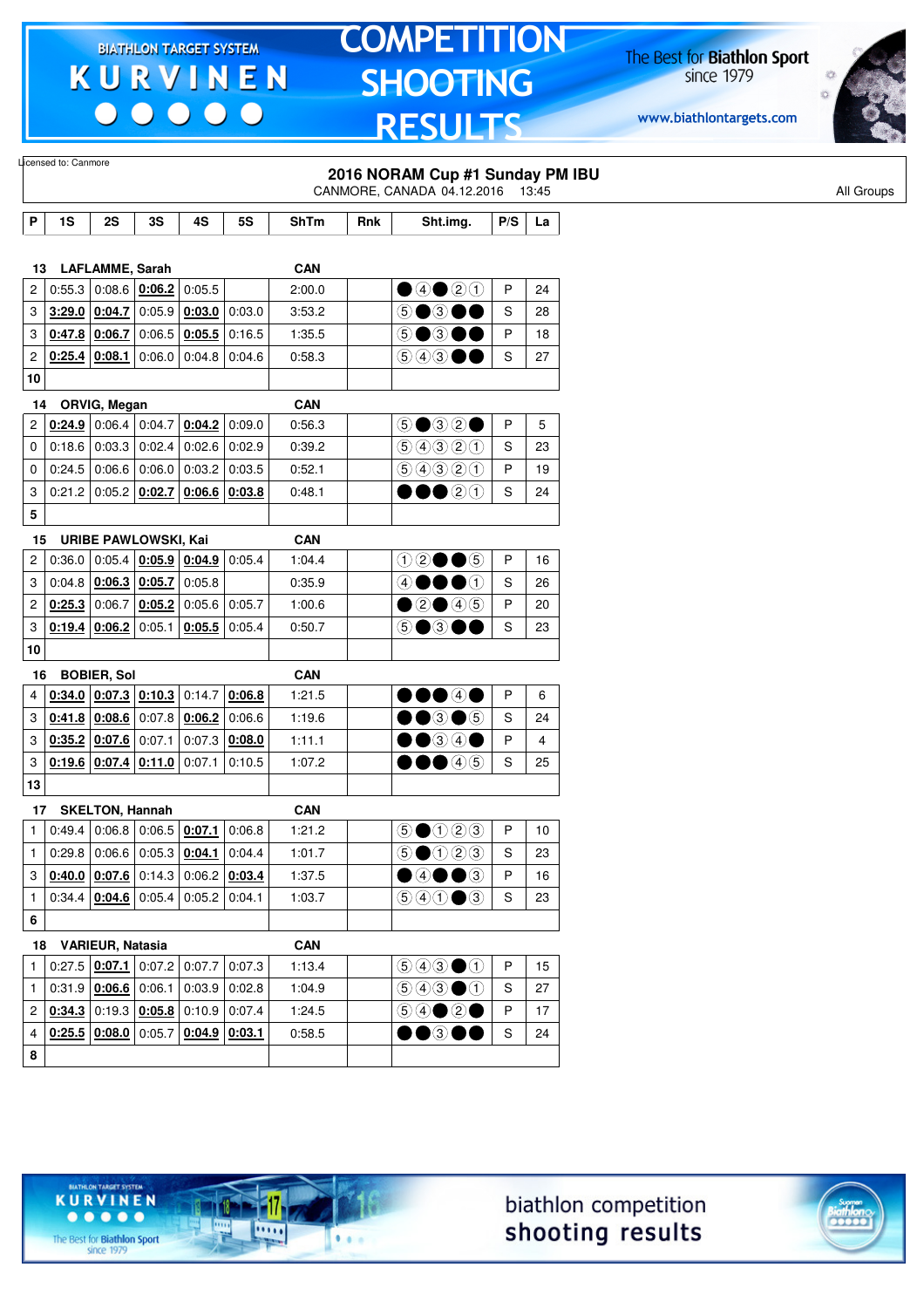Licensed to: Canmore

## 2016 NORAM Cup #1 Sunday PM IBU

CANMORE, CANADA 04.12.2016 13:45

All Groups

| P | 1S | 2S | 3S | 4S | 5S | ShTm | Rnk | Sht.img. | P/S | La |
|---|---|---|---|---|---|---|---|---|---|---|
| **13 LAFLAMME, Sarah** | | | | | | **CAN** | | | | |
| 2 | 0:55.3 | 0:08.6 | **0:06.2** | 0:05.5 | | 2:00.0 | | ● ④ ● ② ① | P | 24 |
| 3 | **3:29.0** | **0:04.7** | 0:05.9 | **0:03.0** | 0:03.0 | 3:53.2 | | ⑤ ● ③ ● ● | S | 28 |
| 3 | **0:47.8** | **0:06.7** | 0:06.5 | **0:05.5** | 0:16.5 | 1:35.5 | | ⑤ ● ③ ● ● | P | 18 |
| 2 | **0:25.4** | **0:08.1** | 0:06.0 | 0:04.8 | 0:04.6 | 0:58.3 | | ⑤ ④ ③ ● ● | S | 27 |
| **10** | | | | | | | | | | |
| **14 ORVIG, Megan** | | | | | | **CAN** | | | | |
| 2 | **0:24.9** | 0:06.4 | 0:04.7 | **0:04.2** | 0:09.0 | 0:56.3 | | ⑤ ● ③ ② ● | P | 5 |
| 0 | 0:18.6 | 0:03.3 | 0:02.4 | 0:02.6 | 0:02.9 | 0:39.2 | | ⑤ ④ ③ ② ① | S | 23 |
| 0 | 0:24.5 | 0:06.6 | 0:06.0 | 0:03.2 | 0:03.5 | 0:52.1 | | ⑤ ④ ③ ② ① | P | 19 |
| 3 | 0:21.2 | 0:05.2 | **0:02.7** | **0:06.6** | **0:03.8** | 0:48.1 | | ● ● ● ② ① | S | 24 |
| **5** | | | | | | | | | | |
| **15 URIBE PAWLOWSKI, Kai** | | | | | | **CAN** | | | | |
| 2 | 0:36.0 | 0:05.4 | **0:05.9** | **0:04.9** | 0:05.4 | 1:04.4 | | ① ② ● ● ⑤ | P | 16 |
| 3 | 0:04.8 | **0:06.3** | **0:05.7** | 0:05.8 | | 0:35.9 | | ④ ● ● ● ① | S | 26 |
| 2 | **0:25.3** | 0:06.7 | **0:05.2** | 0:05.6 | 0:05.7 | 1:00.6 | | ● ② ● ④ ⑤ | P | 20 |
| 3 | **0:19.4** | **0:06.2** | 0:05.1 | **0:05.5** | 0:05.4 | 0:50.7 | | ⑤ ● ③ ● ● | S | 23 |
| **10** | | | | | | | | | | |
| **16 BOBIER, Sol** | | | | | | **CAN** | | | | |
| 4 | **0:34.0** | **0:07.3** | **0:10.3** | 0:14.7 | **0:06.8** | 1:21.5 | | ● ● ● ④ ● | P | 6 |
| 3 | **0:41.8** | **0:08.6** | 0:07.8 | **0:06.2** | 0:06.6 | 1:19.6 | | ● ● ③ ● ⑤ | S | 24 |
| 3 | **0:35.2** | **0:07.6** | 0:07.1 | 0:07.3 | **0:08.0** | 1:11.1 | | ● ● ③ ④ ● | P | 4 |
| 3 | **0:19.6** | **0:07.4** | **0:11.0** | 0:07.1 | 0:10.5 | 1:07.2 | | ● ● ● ④ ⑤ | S | 25 |
| **13** | | | | | | | | | | |
| **17 SKELTON, Hannah** | | | | | | **CAN** | | | | |
| 1 | 0:49.4 | 0:06.8 | 0:06.5 | **0:07.1** | 0:06.8 | 1:21.2 | | ⑤ ● ① ② ③ | P | 10 |
| 1 | 0:29.8 | 0:06.6 | 0:05.3 | **0:04.1** | 0:04.4 | 1:01.7 | | ⑤ ● ① ② ③ | S | 23 |
| 3 | **0:40.0** | **0:07.6** | 0:14.3 | 0:06.2 | **0:03.4** | 1:37.5 | | ● ④ ● ● ③ | P | 16 |
| 1 | 0:34.4 | **0:04.6** | 0:05.4 | 0:05.2 | 0:04.1 | 1:03.7 | | ⑤ ④ ① ● ③ | S | 23 |
| **6** | | | | | | | | | | |
| **18 VARIEUR, Natasia** | | | | | | **CAN** | | | | |
| 1 | 0:27.5 | **0:07.1** | 0:07.2 | 0:07.7 | 0:07.3 | 1:13.4 | | ⑤ ④ ③ ● ① | P | 15 |
| 1 | 0:31.9 | **0:06.6** | 0:06.1 | 0:03.9 | 0:02.8 | 1:04.9 | | ⑤ ④ ③ ● ① | S | 27 |
| 2 | **0:34.3** | 0:19.3 | **0:05.8** | 0:10.9 | 0:07.4 | 1:24.5 | | ⑤ ④ ● ② ● | P | 17 |
| 4 | **0:25.5** | **0:08.0** | 0:05.7 | **0:04.9** | **0:03.1** | 0:58.5 | | ● ● ③ ● ● | S | 24 |
| **8** | | | | | | | | | | |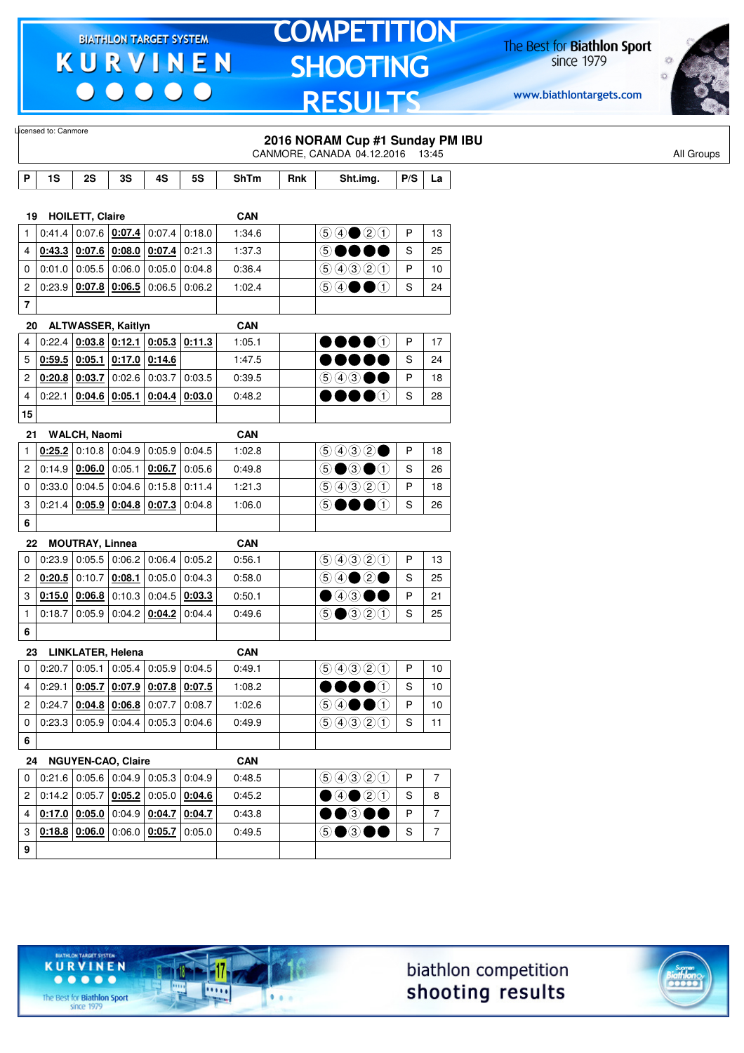Licensed to: Canmore

## 2016 NORAM Cup #1 Sunday PM IBU

CANMORE, CANADA 04.12.2016 13:45

All Groups

| P | 1S | 2S | 3S | 4S | 5S | ShTm | Rnk | Sht.img. | P/S | La |
|---|---|---|---|---|---|---|---|---|---|---|
| **19** | **HOILETT, Claire** | | | | | **CAN** | | | | |
| 1 | 0:41.4 | 0:07.6 | **0:07.4** | 0:07.4 | 0:18.0 | 1:34.6 | | ⑤④●②① | P | 13 |
| 4 | **0:43.3** | **0:07.6** | **0:08.0** | **0:07.4** | 0:21.3 | 1:37.3 | | ⑤●●●● | S | 25 |
| 0 | 0:01.0 | 0:05.5 | 0:06.0 | 0:05.0 | 0:04.8 | 0:36.4 | | ⑤④③②① | P | 10 |
| 2 | 0:23.9 | **0:07.8** | **0:06.5** | 0:06.5 | 0:06.2 | 1:02.4 | | ⑤④●●① | S | 24 |
| **7** | | | | | | | | | | |
| **20** | **ALTWASSER, Kaitlyn** | | | | | **CAN** | | | | |
| 4 | 0:22.4 | **0:03.8** | **0:12.1** | **0:05.3** | **0:11.3** | 1:05.1 | | ●●●●① | P | 17 |
| 5 | **0:59.5** | **0:05.1** | **0:17.0** | **0:14.6** | | 1:47.5 | | ●●●●● | S | 24 |
| 2 | **0:20.8** | **0:03.7** | 0:02.6 | 0:03.7 | 0:03.5 | 0:39.5 | | ⑤④③●● | P | 18 |
| 4 | 0:22.1 | **0:04.6** | **0:05.1** | **0:04.4** | **0:03.0** | 0:48.2 | | ●●●●① | S | 28 |
| **15** | | | | | | | | | | |
| **21** | **WALCH, Naomi** | | | | | **CAN** | | | | |
| 1 | **0:25.2** | 0:10.8 | 0:04.9 | 0:05.9 | 0:04.5 | 1:02.8 | | ⑤④③②● | P | 18 |
| 2 | 0:14.9 | **0:06.0** | 0:05.1 | **0:06.7** | 0:05.6 | 0:49.8 | | ⑤●③●① | S | 26 |
| 0 | 0:33.0 | 0:04.5 | 0:04.6 | 0:15.8 | 0:11.4 | 1:21.3 | | ⑤④③②① | P | 18 |
| 3 | 0:21.4 | **0:05.9** | **0:04.8** | **0:07.3** | 0:04.8 | 1:06.0 | | ⑤●●●① | S | 26 |
| **6** | | | | | | | | | | |
| **22** | **MOUTRAY, Linnea** | | | | | **CAN** | | | | |
| 0 | 0:23.9 | 0:05.5 | 0:06.2 | 0:06.4 | 0:05.2 | 0:56.1 | | ⑤④③②① | P | 13 |
| 2 | **0:20.5** | 0:10.7 | **0:08.1** | 0:05.0 | 0:04.3 | 0:58.0 | | ⑤④●②● | S | 25 |
| 3 | **0:15.0** | **0:06.8** | 0:10.3 | 0:04.5 | **0:03.3** | 0:50.1 | | ●④③●● | P | 21 |
| 1 | 0:18.7 | 0:05.9 | 0:04.2 | **0:04.2** | 0:04.4 | 0:49.6 | | ⑤●③②① | S | 25 |
| **6** | | | | | | | | | | |
| **23** | **LINKLATER, Helena** | | | | | **CAN** | | | | |
| 0 | 0:20.7 | 0:05.1 | 0:05.4 | 0:05.9 | 0:04.5 | 0:49.1 | | ⑤④③②① | P | 10 |
| 4 | 0:29.1 | **0:05.7** | **0:07.9** | **0:07.8** | **0:07.5** | 1:08.2 | | ●●●●① | S | 10 |
| 2 | 0:24.7 | **0:04.8** | **0:06.8** | 0:07.7 | 0:08.7 | 1:02.6 | | ⑤④●●① | P | 10 |
| 0 | 0:23.3 | 0:05.9 | 0:04.4 | 0:05.3 | 0:04.6 | 0:49.9 | | ⑤④③②① | S | 11 |
| **6** | | | | | | | | | | |
| **24** | **NGUYEN-CAO, Claire** | | | | | **CAN** | | | | |
| 0 | 0:21.6 | 0:05.6 | 0:04.9 | 0:05.3 | 0:04.9 | 0:48.5 | | ⑤④③②① | P | 7 |
| 2 | 0:14.2 | 0:05.7 | **0:05.2** | 0:05.0 | **0:04.6** | 0:45.2 | | ●④●②① | S | 8 |
| 4 | **0:17.0** | **0:05.0** | 0:04.9 | **0:04.7** | **0:04.7** | 0:43.8 | | ●●③●● | P | 7 |
| 3 | **0:18.8** | **0:06.0** | 0:06.0 | **0:05.7** | 0:05.0 | 0:49.5 | | ⑤●③●● | S | 7 |
| **9** | | | | | | | | | | |

biathlon competition shooting results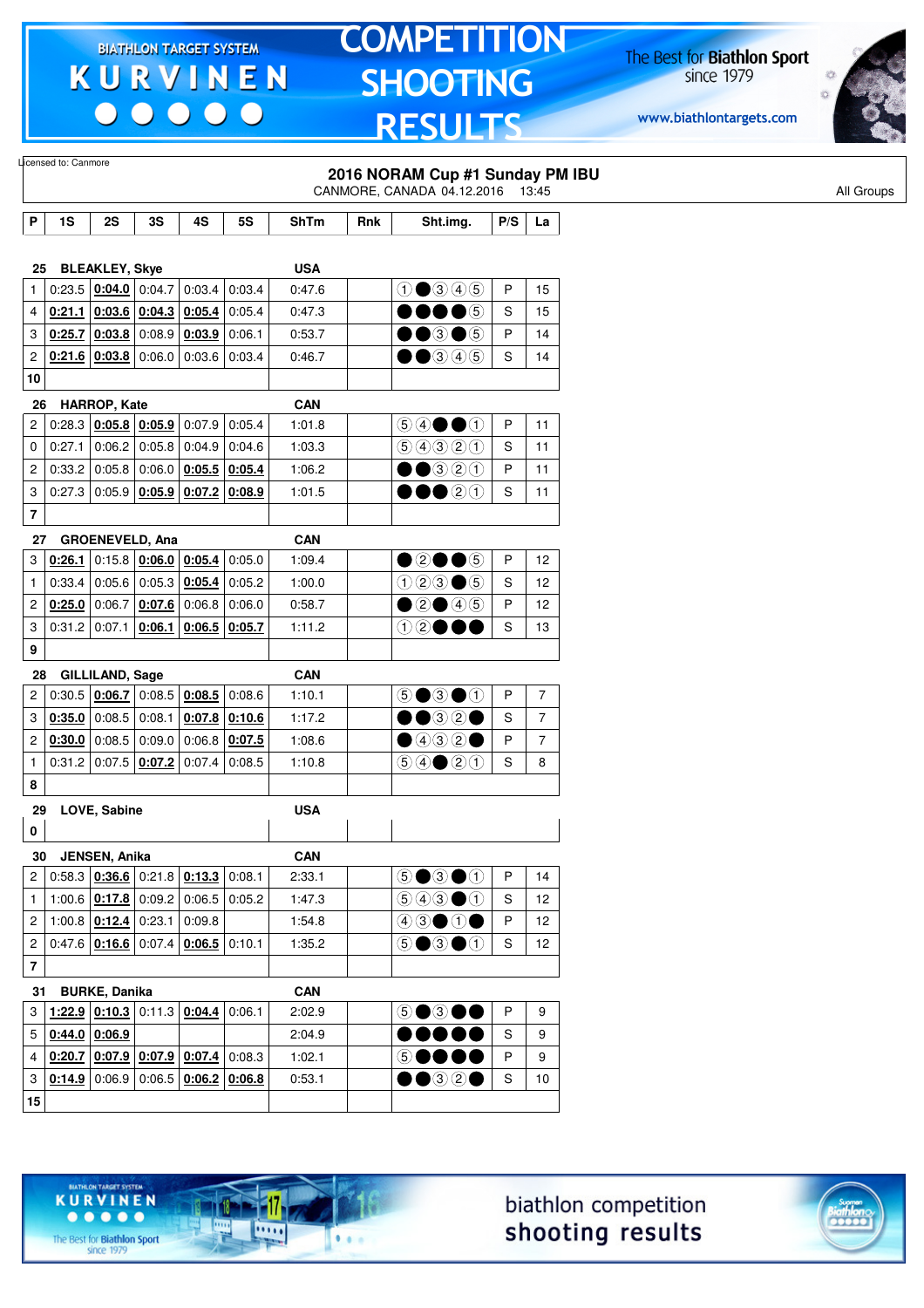Licensed to: Canmore

## 2016 NORAM Cup #1 Sunday PM IBU

CANMORE, CANADA 04.12.2016 13:45

All Groups

| P | 1S | 2S | 3S | 4S | 5S | ShTm | Rnk | Sht.img. | P/S | La |
|---|---|---|---|---|---|---|---|---|---|---|
| **25** | **BLEAKLEY, Skye** | | | | | **USA** | | | | |
| 1 | 0:23.5 | **0:04.0** | 0:04.7 | 0:03.4 | 0:03.4 | 0:47.6 | | ①●③④⑤ | P | 15 |
| 4 | **0:21.1** | **0:03.6** | **0:04.3** | **0:05.4** | 0:05.4 | 0:47.3 | | ●●●●⑤ | S | 15 |
| 3 | **0:25.7** | **0:03.8** | 0:08.9 | **0:03.9** | 0:06.1 | 0:53.7 | | ●●③●⑤ | P | 14 |
| 2 | **0:21.6** | **0:03.8** | 0:06.0 | 0:03.6 | 0:03.4 | 0:46.7 | | ●●③④⑤ | S | 14 |
| **10** | | | | | | | | | | |
| **26** | **HARROP, Kate** | | | | | **CAN** | | | | |
| 2 | 0:28.3 | **0:05.8** | **0:05.9** | 0:07.9 | 0:05.4 | 1:01.8 | | ⑤④●●① | P | 11 |
| 0 | 0:27.1 | 0:06.2 | 0:05.8 | 0:04.9 | 0:04.6 | 1:03.3 | | ⑤④③②① | S | 11 |
| 2 | 0:33.2 | 0:05.8 | 0:06.0 | **0:05.5** | **0:05.4** | 1:06.2 | | ●●③②① | P | 11 |
| 3 | 0:27.3 | 0:05.9 | **0:05.9** | **0:07.2** | **0:08.9** | 1:01.5 | | ●●●②① | S | 11 |
| **7** | | | | | | | | | | |
| **27** | **GROENEVELD, Ana** | | | | | **CAN** | | | | |
| 3 | **0:26.1** | 0:15.8 | **0:06.0** | **0:05.4** | 0:05.0 | 1:09.4 | | ●②●●⑤ | P | 12 |
| 1 | 0:33.4 | 0:05.6 | 0:05.3 | **0:05.4** | 0:05.2 | 1:00.0 | | ①②③●⑤ | S | 12 |
| 2 | **0:25.0** | 0:06.7 | **0:07.6** | 0:06.8 | 0:06.0 | 0:58.7 | | ●②●④⑤ | P | 12 |
| 3 | 0:31.2 | 0:07.1 | **0:06.1** | **0:06.5** | **0:05.7** | 1:11.2 | | ①②●●● | S | 13 |
| **9** | | | | | | | | | | |
| **28** | **GILLILAND, Sage** | | | | | **CAN** | | | | |
| 2 | 0:30.5 | **0:06.7** | 0:08.5 | **0:08.5** | 0:08.6 | 1:10.1 | | ⑤●③●① | P | 7 |
| 3 | **0:35.0** | 0:08.5 | 0:08.1 | **0:07.8** | **0:10.6** | 1:17.2 | | ●●③②● | S | 7 |
| 2 | **0:30.0** | 0:08.5 | 0:09.0 | 0:06.8 | **0:07.5** | 1:08.6 | | ●④③②● | P | 7 |
| 1 | 0:31.2 | 0:07.5 | **0:07.2** | 0:07.4 | 0:08.5 | 1:10.8 | | ⑤④●②① | S | 8 |
| **8** | | | | | | | | | | |
| **29** | **LOVE, Sabine** | | | | | **USA** | | | | |
| **0** | | | | | | | | | | |
| **30** | **JENSEN, Anika** | | | | | **CAN** | | | | |
| 2 | 0:58.3 | **0:36.6** | 0:21.8 | **0:13.3** | 0:08.1 | 2:33.1 | | ⑤●③●① | P | 14 |
| 1 | 1:00.6 | **0:17.8** | 0:09.2 | 0:06.5 | 0:05.2 | 1:47.3 | | ⑤④③●① | S | 12 |
| 2 | 1:00.8 | **0:12.4** | 0:23.1 | 0:09.8 | | 1:54.8 | | ④③●①● | P | 12 |
| 2 | 0:47.6 | **0:16.6** | 0:07.4 | **0:06.5** | 0:10.1 | 1:35.2 | | ⑤●③●① | S | 12 |
| **7** | | | | | | | | | | |
| **31** | **BURKE, Danika** | | | | | **CAN** | | | | |
| 3 | **1:22.9** | **0:10.3** | 0:11.3 | **0:04.4** | 0:06.1 | 2:02.9 | | ⑤●③●● | P | 9 |
| 5 | **0:44.0** | **0:06.9** | | | | 2:04.9 | | ●●●●● | S | 9 |
| 4 | **0:20.7** | **0:07.9** | **0:07.9** | **0:07.4** | 0:08.3 | 1:02.1 | | ⑤●●●● | P | 9 |
| 3 | **0:14.9** | 0:06.9 | 0:06.5 | **0:06.2** | **0:06.8** | 0:53.1 | | ●●③②● | S | 10 |
| **15** | | | | | | | | | | |

biathlon competition shooting results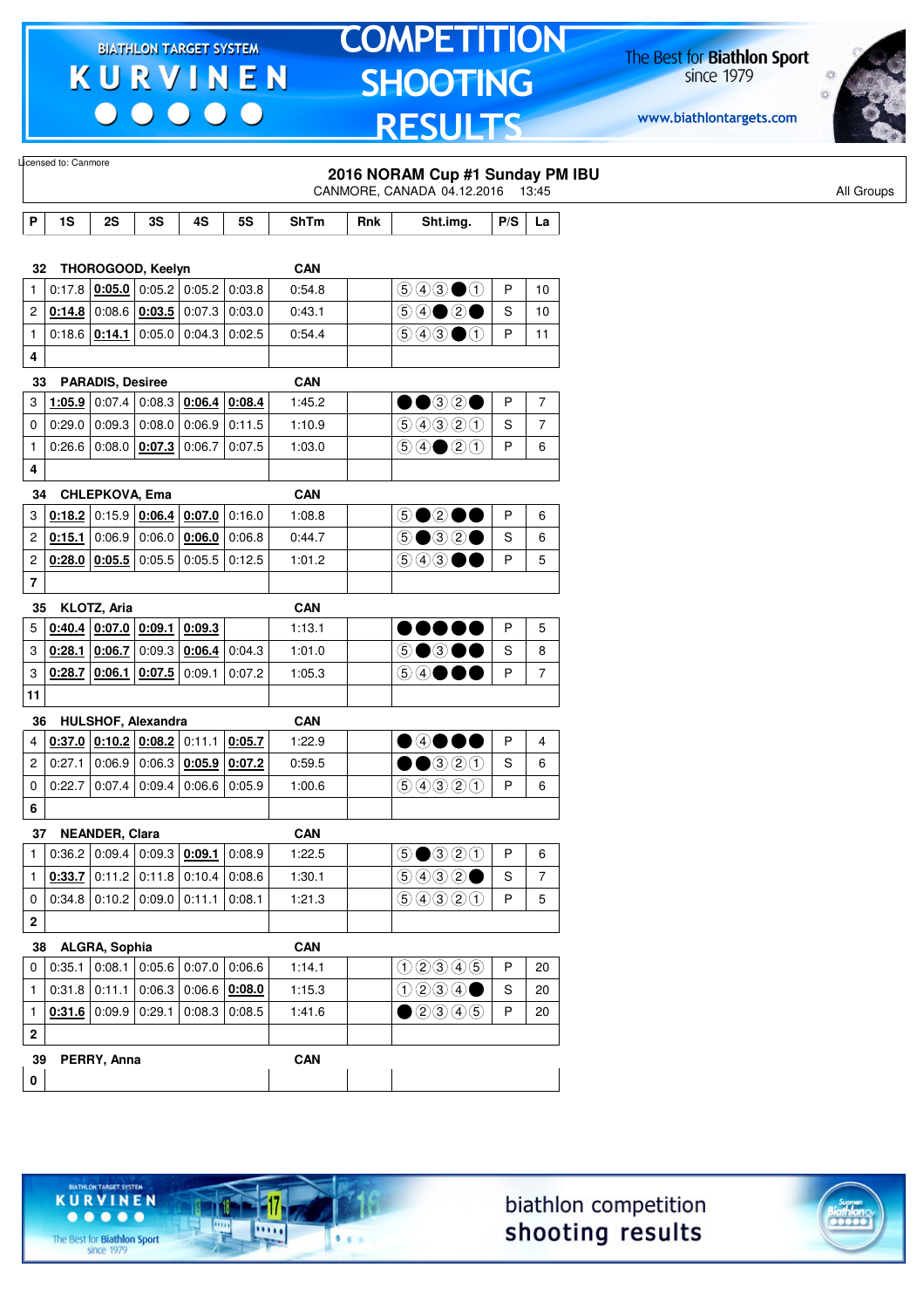Licensed to: Canmore

## 2016 NORAM Cup #1 Sunday PM IBU

CANMORE, CANADA 04.12.2016 13:45

All Groups

| P | 1S | 2S | 3S | 4S | 5S | ShTm | Rnk | Sht.img. | P/S | La |
|---|---|---|---|---|---|---|---|---|---|---|
| **32** | **THOROGOOD, Keelyn** | | | | | **CAN** | | | | |
| 1 | 0:17.8 | 0:05.0 | 0:05.2 | 0:05.2 | 0:03.8 | 0:54.8 | | ⑤④③●① | P | 10 |
| 2 | 0:14.8 | 0:08.6 | 0:03.5 | 0:07.3 | 0:03.0 | 0:43.1 | | ⑤④●②● | S | 10 |
| 1 | 0:18.6 | 0:14.1 | 0:05.0 | 0:04.3 | 0:02.5 | 0:54.4 | | ⑤④③●① | P | 11 |
| **4** | | | | | | | | | | |
| **33** | **PARADIS, Desiree** | | | | | **CAN** | | | | |
| 3 | 1:05.9 | 0:07.4 | 0:08.3 | 0:06.4 | 0:08.4 | 1:45.2 | | ●●③②● | P | 7 |
| 0 | 0:29.0 | 0:09.3 | 0:08.0 | 0:06.9 | 0:11.5 | 1:10.9 | | ⑤④③②① | S | 7 |
| 1 | 0:26.6 | 0:08.0 | 0:07.3 | 0:06.7 | 0:07.5 | 1:03.0 | | ⑤④●②① | P | 6 |
| **4** | | | | | | | | | | |
| **34** | **CHLEPKOVA, Ema** | | | | | **CAN** | | | | |
| 3 | 0:18.2 | 0:15.9 | 0:06.4 | 0:07.0 | 0:16.0 | 1:08.8 | | ⑤●②●● | P | 6 |
| 2 | 0:15.1 | 0:06.9 | 0:06.0 | 0:06.0 | 0:06.8 | 0:44.7 | | ⑤●③②● | S | 6 |
| 2 | 0:28.0 | 0:05.5 | 0:05.5 | 0:05.5 | 0:12.5 | 1:01.2 | | ⑤④③●● | P | 5 |
| **7** | | | | | | | | | | |
| **35** | **KLOTZ, Aria** | | | | | **CAN** | | | | |
| 5 | 0:40.4 | 0:07.0 | 0:09.1 | 0:09.3 | | 1:13.1 | | ●●●●● | P | 5 |
| 3 | 0:28.1 | 0:06.7 | 0:09.3 | 0:06.4 | 0:04.3 | 1:01.0 | | ⑤●③●● | S | 8 |
| 3 | 0:28.7 | 0:06.1 | 0:07.5 | 0:09.1 | 0:07.2 | 1:05.3 | | ⑤④●●● | P | 7 |
| **11** | | | | | | | | | | |
| **36** | **HULSHOF, Alexandra** | | | | | **CAN** | | | | |
| 4 | 0:37.0 | 0:10.2 | 0:08.2 | 0:11.1 | 0:05.7 | 1:22.9 | | ●④●●● | P | 4 |
| 2 | 0:27.1 | 0:06.9 | 0:06.3 | 0:05.9 | 0:07.2 | 0:59.5 | | ●●③②① | S | 6 |
| 0 | 0:22.7 | 0:07.4 | 0:09.4 | 0:06.6 | 0:05.9 | 1:00.6 | | ⑤④③②① | P | 6 |
| **6** | | | | | | | | | | |
| **37** | **NEANDER, Clara** | | | | | **CAN** | | | | |
| 1 | 0:36.2 | 0:09.4 | 0:09.3 | 0:09.1 | 0:08.9 | 1:22.5 | | ⑤●③②① | P | 6 |
| 1 | 0:33.7 | 0:11.2 | 0:11.8 | 0:10.4 | 0:08.6 | 1:30.1 | | ⑤④③②● | S | 7 |
| 0 | 0:34.8 | 0:10.2 | 0:09.0 | 0:11.1 | 0:08.1 | 1:21.3 | | ⑤④③②① | P | 5 |
| **2** | | | | | | | | | | |
| **38** | **ALGRA, Sophia** | | | | | **CAN** | | | | |
| 0 | 0:35.1 | 0:08.1 | 0:05.6 | 0:07.0 | 0:06.6 | 1:14.1 | | ①②③④⑤ | P | 20 |
| 1 | 0:31.8 | 0:11.1 | 0:06.3 | 0:06.6 | 0:08.0 | 1:15.3 | | ①②③④● | S | 20 |
| 1 | 0:31.6 | 0:09.9 | 0:29.1 | 0:08.3 | 0:08.5 | 1:41.6 | | ●②③④⑤ | P | 20 |
| **2** | | | | | | | | | | |
| **39** | **PERRY, Anna** | | | | | **CAN** | | | | |
| **0** | | | | | | | | | | |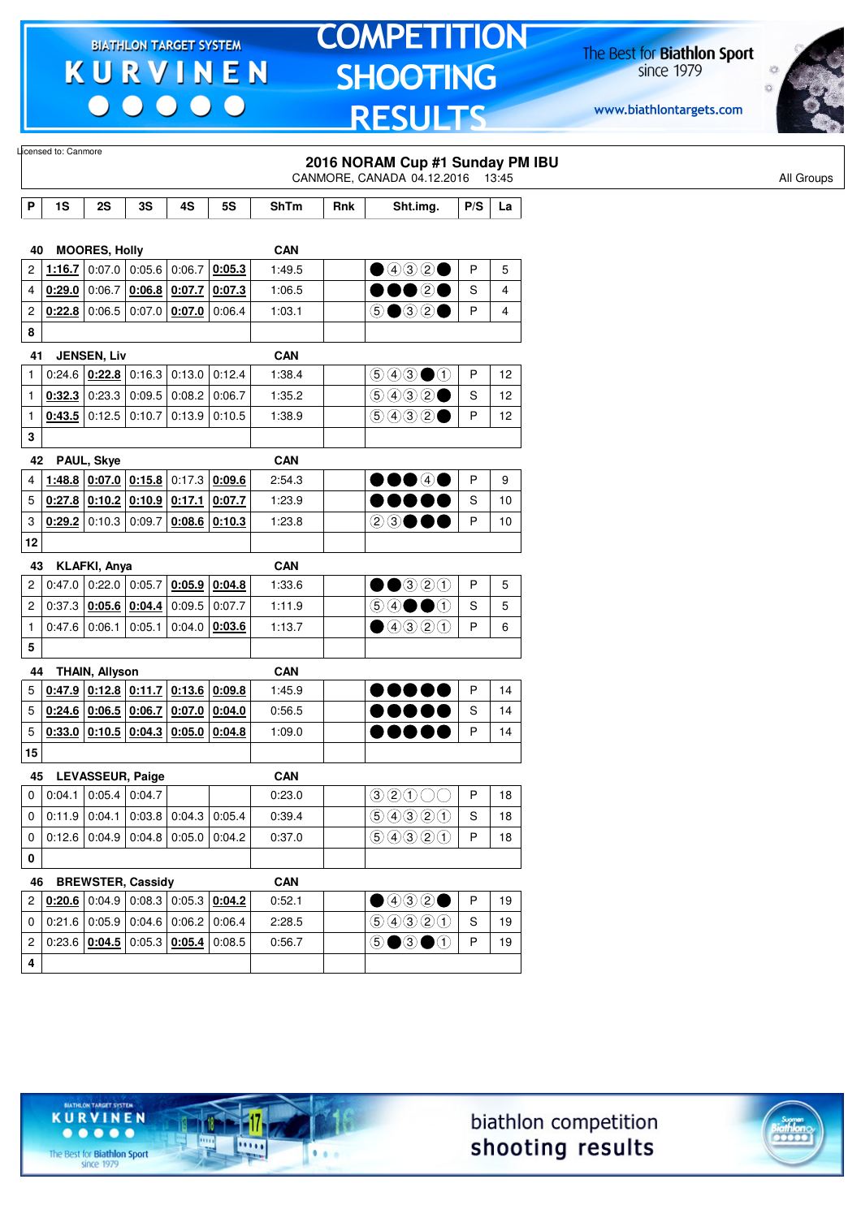Licensed to: Canmore

## 2016 NORAM Cup #1 Sunday PM IBU

CANMORE, CANADA 04.12.2016 13:45

All Groups

| P | 1S | 2S | 3S | 4S | 5S | ShTm | Rnk | Sht.img. | P/S | La |
|---|---|---|---|---|---|---|---|---|---|---|
| **40** | **MOORES, Holly** | | | | | **CAN** | | | | |
| 2 | **1:16.7** | 0:07.0 | 0:05.6 | 0:06.7 | **0:05.3** | 1:49.5 | | ●④③②● | P | 5 |
| 4 | **0:29.0** | 0:06.7 | **0:06.8** | **0:07.7** | **0:07.3** | 1:06.5 | | ●●●②● | S | 4 |
| 2 | **0:22.8** | 0:06.5 | 0:07.0 | **0:07.0** | 0:06.4 | 1:03.1 | | ⑤●③②● | P | 4 |
| **8** | | | | | | | | | | |
| **41** | **JENSEN, Liv** | | | | | **CAN** | | | | |
| 1 | 0:24.6 | **0:22.8** | 0:16.3 | 0:13.0 | 0:12.4 | 1:38.4 | | ⑤④③●① | P | 12 |
| 1 | **0:32.3** | 0:23.3 | 0:09.5 | 0:08.2 | 0:06.7 | 1:35.2 | | ⑤④③②● | S | 12 |
| 1 | **0:43.5** | 0:12.5 | 0:10.7 | 0:13.9 | 0:10.5 | 1:38.9 | | ⑤④③②● | P | 12 |
| **3** | | | | | | | | | | |
| **42** | **PAUL, Skye** | | | | | **CAN** | | | | |
| 4 | **1:48.8** | **0:07.0** | **0:15.8** | 0:17.3 | **0:09.6** | 2:54.3 | | ●●●④● | P | 9 |
| 5 | **0:27.8** | **0:10.2** | **0:10.9** | **0:17.1** | **0:07.7** | 1:23.9 | | ●●●●● | S | 10 |
| 3 | **0:29.2** | 0:10.3 | 0:09.7 | **0:08.6** | **0:10.3** | 1:23.8 | | ②③●●● | P | 10 |
| **12** | | | | | | | | | | |
| **43** | **KLAFKI, Anya** | | | | | **CAN** | | | | |
| 2 | 0:47.0 | 0:22.0 | 0:05.7 | **0:05.9** | **0:04.8** | 1:33.6 | | ●●③②① | P | 5 |
| 2 | 0:37.3 | **0:05.6** | **0:04.4** | 0:09.5 | 0:07.7 | 1:11.9 | | ⑤④●●① | S | 5 |
| 1 | 0:47.6 | 0:06.1 | 0:05.1 | 0:04.0 | **0:03.6** | 1:13.7 | | ●④③②① | P | 6 |
| **5** | | | | | | | | | | |
| **44** | **THAIN, Allyson** | | | | | **CAN** | | | | |
| 5 | **0:47.9** | **0:12.8** | **0:11.7** | **0:13.6** | **0:09.8** | 1:45.9 | | ●●●●● | P | 14 |
| 5 | **0:24.6** | **0:06.5** | **0:06.7** | **0:07.0** | **0:04.0** | 0:56.5 | | ●●●●● | S | 14 |
| 5 | **0:33.0** | **0:10.5** | **0:04.3** | **0:05.0** | **0:04.8** | 1:09.0 | | ●●●●● | P | 14 |
| **15** | | | | | | | | | | |
| **45** | **LEVASSEUR, Paige** | | | | | **CAN** | | | | |
| 0 | 0:04.1 | 0:05.4 | 0:04.7 | | | 0:23.0 | | ③②①○○ | P | 18 |
| 0 | 0:11.9 | 0:04.1 | 0:03.8 | 0:04.3 | 0:05.4 | 0:39.4 | | ⑤④③②① | S | 18 |
| 0 | 0:12.6 | 0:04.9 | 0:04.8 | 0:05.0 | 0:04.2 | 0:37.0 | | ⑤④③②① | P | 18 |
| **0** | | | | | | | | | | |
| **46** | **BREWSTER, Cassidy** | | | | | **CAN** | | | | |
| 2 | **0:20.6** | 0:04.9 | 0:08.3 | 0:05.3 | **0:04.2** | 0:52.1 | | ●④③②● | P | 19 |
| 0 | 0:21.6 | 0:05.9 | 0:04.6 | 0:06.2 | 0:06.4 | 2:28.5 | | ⑤④③②① | S | 19 |
| 2 | 0:23.6 | **0:04.5** | 0:05.3 | **0:05.4** | 0:08.5 | 0:56.7 | | ⑤●③●① | P | 19 |
| **4** | | | | | | | | | | |

biathlon competition shooting results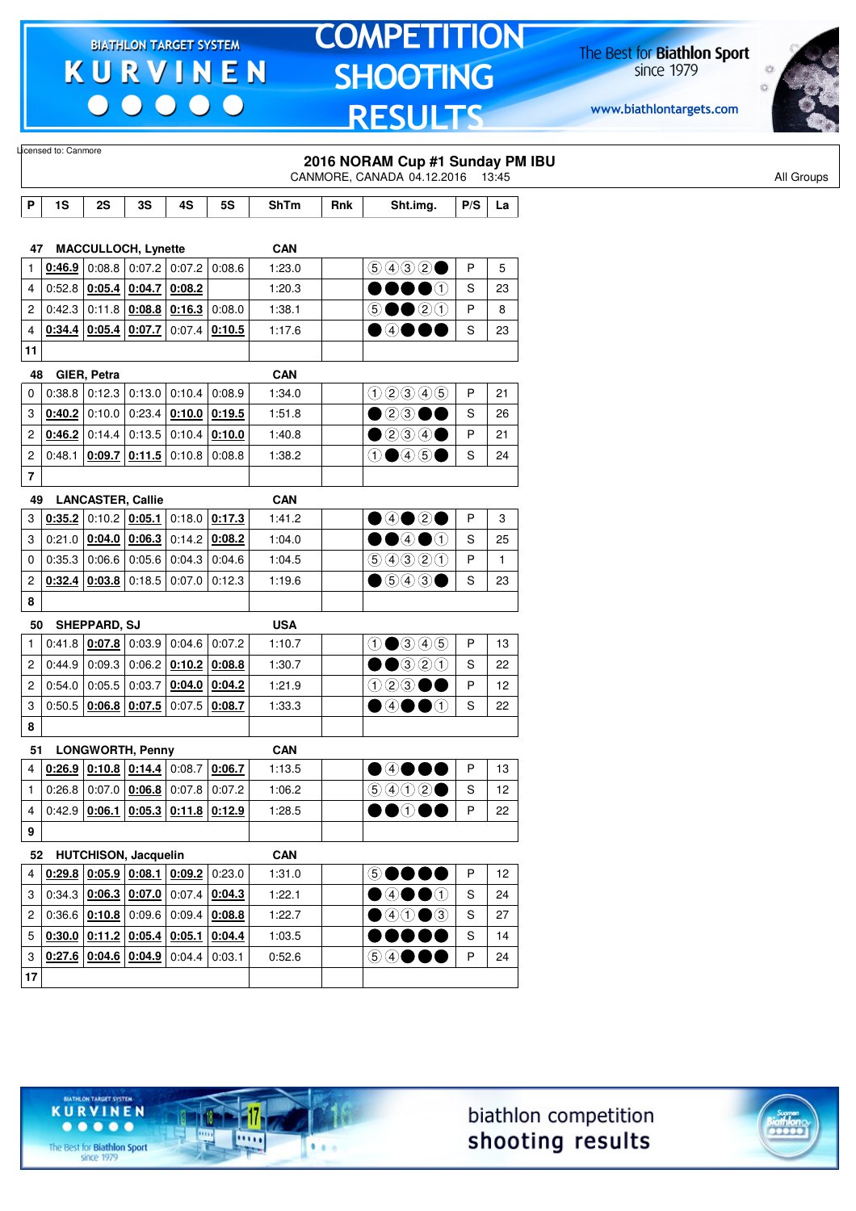Licensed to: Canmore

# 2016 NORAM Cup #1 Sunday PM IBU

CANMORE, CANADA 04.12.2016 13:45

All Groups

| P | 1S | 2S | 3S | 4S | 5S | ShTm | Rnk | Sht.img. | P/S | La |
|---|---|---|---|---|---|---|---|---|---|---|
| **47** | **MACCULLOCH, Lynette** | | | | | **CAN** | | | | |
| 1 | **0:46.9** | 0:08.8 | 0:07.2 | 0:07.2 | 0:08.6 | 1:23.0 | | ⑤④③②● | P | 5 |
| 4 | 0:52.8 | **0:05.4** | **0:04.7** | **0:08.2** | | 1:20.3 | | ●●●●① | S | 23 |
| 2 | 0:42.3 | 0:11.8 | **0:08.8** | **0:16.3** | 0:08.0 | 1:38.1 | | ⑤●●②① | P | 8 |
| 4 | **0:34.4** | **0:05.4** | **0:07.7** | 0:07.4 | **0:10.5** | 1:17.6 | | ●④●●● | S | 23 |
| 11 | | | | | | | | | | |
| **48** | **GIER, Petra** | | | | | **CAN** | | | | |
| 0 | 0:38.8 | 0:12.3 | 0:13.0 | 0:10.4 | 0:08.9 | 1:34.0 | | ①②③④⑤ | P | 21 |
| 3 | **0:40.2** | 0:10.0 | 0:23.4 | **0:10.0** | **0:19.5** | 1:51.8 | | ●②③●● | S | 26 |
| 2 | **0:46.2** | 0:14.4 | 0:13.5 | 0:10.4 | **0:10.0** | 1:40.8 | | ●②③④● | P | 21 |
| 2 | 0:48.1 | **0:09.7** | **0:11.5** | 0:10.8 | 0:08.8 | 1:38.2 | | ①●④⑤● | S | 24 |
| 7 | | | | | | | | | | |
| **49** | **LANCASTER, Callie** | | | | | **CAN** | | | | |
| 3 | **0:35.2** | 0:10.2 | **0:05.1** | 0:18.0 | **0:17.3** | 1:41.2 | | ●④●②● | P | 3 |
| 3 | 0:21.0 | **0:04.0** | **0:06.3** | 0:14.2 | **0:08.2** | 1:04.0 | | ●●④●① | S | 25 |
| 0 | 0:35.3 | 0:06.6 | 0:05.6 | 0:04.3 | 0:04.6 | 1:04.5 | | ⑤④③②① | P | 1 |
| 2 | **0:32.4** | **0:03.8** | 0:18.5 | 0:07.0 | 0:12.3 | 1:19.6 | | ●⑤④③● | S | 23 |
| 8 | | | | | | | | | | |
| **50** | **SHEPPARD, SJ** | | | | | **USA** | | | | |
| 1 | 0:41.8 | **0:07.8** | 0:03.9 | 0:04.6 | 0:07.2 | 1:10.7 | | ①●③④⑤ | P | 13 |
| 2 | 0:44.9 | 0:09.3 | 0:06.2 | **0:10.2** | **0:08.8** | 1:30.7 | | ●●③②① | S | 22 |
| 2 | 0:54.0 | 0:05.5 | 0:03.7 | **0:04.0** | **0:04.2** | 1:21.9 | | ①②③●● | P | 12 |
| 3 | 0:50.5 | **0:06.8** | **0:07.5** | 0:07.5 | **0:08.7** | 1:33.3 | | ●④●●① | S | 22 |
| 8 | | | | | | | | | | |
| **51** | **LONGWORTH, Penny** | | | | | **CAN** | | | | |
| 4 | **0:26.9** | **0:10.8** | **0:14.4** | 0:08.7 | **0:06.7** | 1:13.5 | | ●④●●● | P | 13 |
| 1 | 0:26.8 | 0:07.0 | **0:06.8** | 0:07.8 | 0:07.2 | 1:06.2 | | ⑤④①②● | S | 12 |
| 4 | 0:42.9 | **0:06.1** | **0:05.3** | **0:11.8** | **0:12.9** | 1:28.5 | | ●●①●● | P | 22 |
| 9 | | | | | | | | | | |
| **52** | **HUTCHISON, Jacquelin** | | | | | **CAN** | | | | |
| 4 | **0:29.8** | **0:05.9** | **0:08.1** | **0:09.2** | 0:23.0 | 1:31.0 | | ⑤●●●● | P | 12 |
| 3 | 0:34.3 | **0:06.3** | **0:07.0** | 0:07.4 | **0:04.3** | 1:22.1 | | ●④●●① | S | 24 |
| 2 | 0:36.6 | **0:10.8** | 0:09.6 | 0:09.4 | **0:08.8** | 1:22.7 | | ●④①●③ | S | 27 |
| 5 | **0:30.0** | **0:11.2** | **0:05.4** | **0:05.1** | **0:04.4** | 1:03.5 | | ●●●●● | S | 14 |
| 3 | **0:27.6** | **0:04.6** | **0:04.9** | 0:04.4 | 0:03.1 | 0:52.6 | | ⑤④●●● | P | 24 |
| 17 | | | | | | | | | | |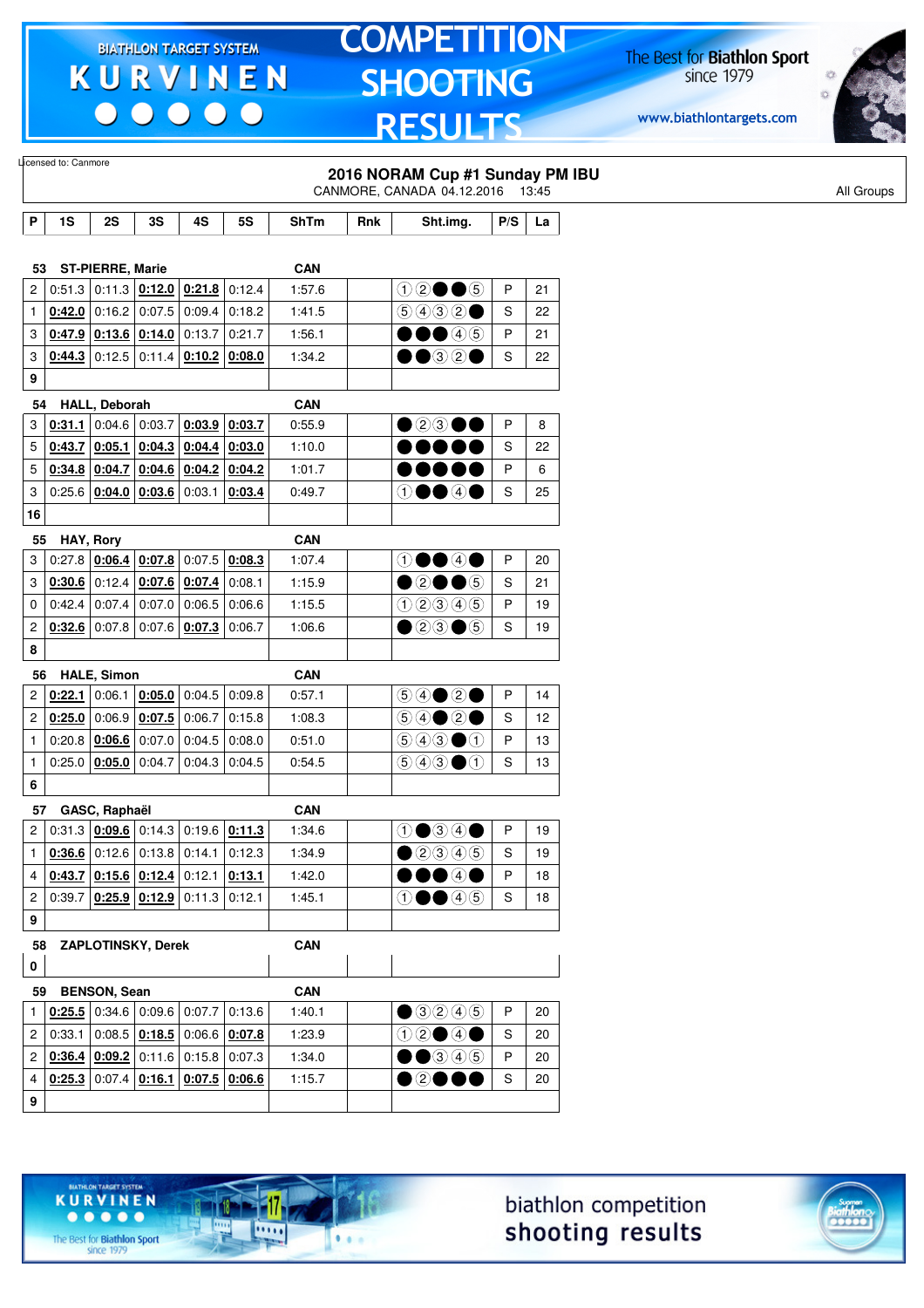Licensed to: Canmore

## 2016 NORAM Cup #1 Sunday PM IBU

CANMORE, CANADA 04.12.2016 13:45

All Groups

| P | 1S | 2S | 3S | 4S | 5S | ShTm | Rnk | Sht.img. | P/S | La |
|---|---|---|---|---|---|---|---|---|---|---|
| **53** | **ST-PIERRE, Marie** | | | | | **CAN** | | | | |
| 2 | 0:51.3 | 0:11.3 | **0:12.0** | **0:21.8** | 0:12.4 | 1:57.6 | | ①②●●⑤ | P | 21 |
| 1 | **0:42.0** | 0:16.2 | 0:07.5 | 0:09.4 | 0:18.2 | 1:41.5 | | ⑤④③②● | S | 22 |
| 3 | **0:47.9** | **0:13.6** | **0:14.0** | 0:13.7 | 0:21.7 | 1:56.1 | | ●●●④⑤ | P | 21 |
| 3 | **0:44.3** | 0:12.5 | 0:11.4 | **0:10.2** | **0:08.0** | 1:34.2 | | ●●③②● | S | 22 |
| 9 | | | | | | | | | | |
| **54** | **HALL, Deborah** | | | | | **CAN** | | | | |
| 3 | **0:31.1** | 0:04.6 | 0:03.7 | **0:03.9** | **0:03.7** | 0:55.9 | | ●②③●● | P | 8 |
| 5 | **0:43.7** | **0:05.1** | **0:04.3** | **0:04.4** | **0:03.0** | 1:10.0 | | ●●●●● | S | 22 |
| 5 | **0:34.8** | **0:04.7** | **0:04.6** | **0:04.2** | **0:04.2** | 1:01.7 | | ●●●●● | P | 6 |
| 3 | 0:25.6 | **0:04.0** | **0:03.6** | 0:03.1 | **0:03.4** | 0:49.7 | | ①●●④● | S | 25 |
| 16 | | | | | | | | | | |
| **55** | **HAY, Rory** | | | | | **CAN** | | | | |
| 3 | 0:27.8 | **0:06.4** | **0:07.8** | 0:07.5 | **0:08.3** | 1:07.4 | | ①●●④● | P | 20 |
| 3 | **0:30.6** | 0:12.4 | **0:07.6** | **0:07.4** | 0:08.1 | 1:15.9 | | ●②●●⑤ | S | 21 |
| 0 | 0:42.4 | 0:07.4 | 0:07.0 | 0:06.5 | 0:06.6 | 1:15.5 | | ①②③④⑤ | P | 19 |
| 2 | **0:32.6** | 0:07.8 | 0:07.6 | **0:07.3** | 0:06.7 | 1:06.6 | | ●②③●⑤ | S | 19 |
| 8 | | | | | | | | | | |
| **56** | **HALE, Simon** | | | | | **CAN** | | | | |
| 2 | **0:22.1** | 0:06.1 | **0:05.0** | 0:04.5 | 0:09.8 | 0:57.1 | | ⑤④●②● | P | 14 |
| 2 | **0:25.0** | 0:06.9 | **0:07.5** | 0:06.7 | 0:15.8 | 1:08.3 | | ⑤④●②● | S | 12 |
| 1 | 0:20.8 | **0:06.6** | 0:07.0 | 0:04.5 | 0:08.0 | 0:51.0 | | ⑤④③●① | P | 13 |
| 1 | 0:25.0 | **0:05.0** | 0:04.7 | 0:04.3 | 0:04.5 | 0:54.5 | | ⑤④③●① | S | 13 |
| 6 | | | | | | | | | | |
| **57** | **GASC, Raphaël** | | | | | **CAN** | | | | |
| 2 | 0:31.3 | **0:09.6** | 0:14.3 | 0:19.6 | **0:11.3** | 1:34.6 | | ①●③④● | P | 19 |
| 1 | **0:36.6** | 0:12.6 | 0:13.8 | 0:14.1 | 0:12.3 | 1:34.9 | | ●②③④⑤ | S | 19 |
| 4 | **0:43.7** | **0:15.6** | **0:12.4** | 0:12.1 | **0:13.1** | 1:42.0 | | ●●●④● | P | 18 |
| 2 | 0:39.7 | **0:25.9** | **0:12.9** | 0:11.3 | 0:12.1 | 1:45.1 | | ①●●④⑤ | S | 18 |
| 9 | | | | | | | | | | |
| **58** | **ZAPLOTINSKY, Derek** | | | | | **CAN** | | | | |
| 0 | | | | | | | | | | |
| **59** | **BENSON, Sean** | | | | | **CAN** | | | | |
| 1 | **0:25.5** | 0:34.6 | 0:09.6 | 0:07.7 | 0:13.6 | 1:40.1 | | ●③②④⑤ | P | 20 |
| 2 | 0:33.1 | 0:08.5 | **0:18.5** | 0:06.6 | **0:07.8** | 1:23.9 | | ①②●④● | S | 20 |
| 2 | **0:36.4** | **0:09.2** | 0:11.6 | 0:15.8 | 0:07.3 | 1:34.0 | | ●●③④⑤ | P | 20 |
| 4 | **0:25.3** | 0:07.4 | **0:16.1** | **0:07.5** | **0:06.6** | 1:15.7 | | ●②●●● | S | 20 |
| 9 | | | | | | | | | | |

biathlon competition shooting results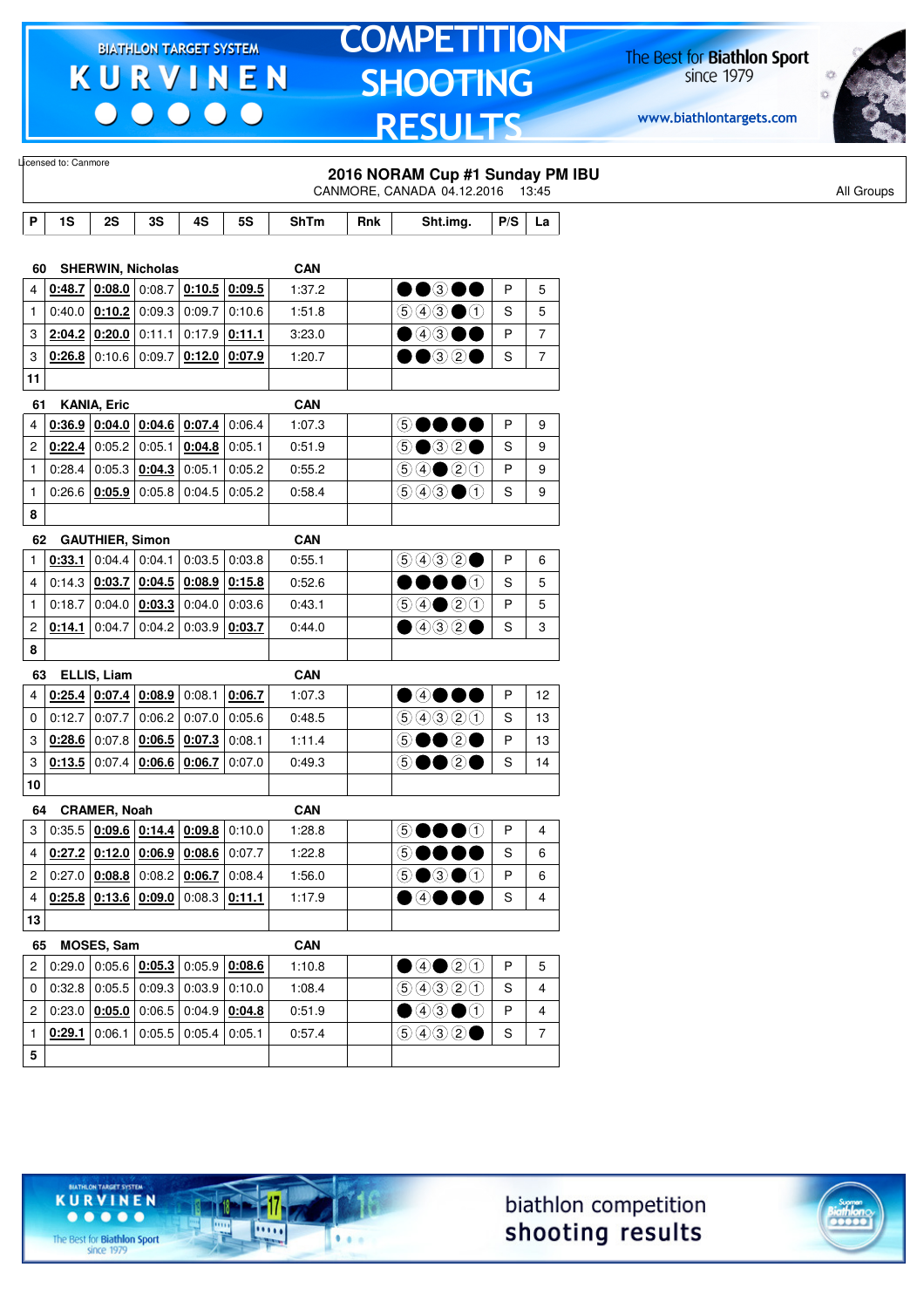Licensed to: Canmore

## 2016 NORAM Cup #1 Sunday PM IBU

CANMORE, CANADA 04.12.2016 13:45

All Groups

| P | 1S | 2S | 3S | 4S | 5S | ShTm | Rnk | Sht.img. | P/S | La |
|---|---|---|---|---|---|---|---|---|---|---|
| **60** | **SHERWIN, Nicholas** | | | | | **CAN** | | | | |
| 4 | **0:48.7** | **0:08.0** | 0:08.7 | **0:10.5** | **0:09.5** | 1:37.2 | | ●●③●● | P | 5 |
| 1 | 0:40.0 | **0:10.2** | 0:09.3 | 0:09.7 | 0:10.6 | 1:51.8 | | ⑤④③●① | S | 5 |
| 3 | **2:04.2** | **0:20.0** | 0:11.1 | 0:17.9 | **0:11.1** | 3:23.0 | | ●④③●● | P | 7 |
| 3 | **0:26.8** | 0:10.6 | 0:09.7 | **0:12.0** | **0:07.9** | 1:20.7 | | ●●③②● | S | 7 |
| 11 | | | | | | | | | | |
| **61** | **KANIA, Eric** | | | | | **CAN** | | | | |
| 4 | **0:36.9** | **0:04.0** | **0:04.6** | **0:07.4** | 0:06.4 | 1:07.3 | | ⑤●●●● | P | 9 |
| 2 | **0:22.4** | 0:05.2 | 0:05.1 | **0:04.8** | 0:05.1 | 0:51.9 | | ⑤●③②● | S | 9 |
| 1 | 0:28.4 | 0:05.3 | **0:04.3** | 0:05.1 | 0:05.2 | 0:55.2 | | ⑤④●②① | P | 9 |
| 1 | 0:26.6 | **0:05.9** | 0:05.8 | 0:04.5 | 0:05.2 | 0:58.4 | | ⑤④③●① | S | 9 |
| 8 | | | | | | | | | | |
| **62** | **GAUTHIER, Simon** | | | | | **CAN** | | | | |
| 1 | **0:33.1** | 0:04.4 | 0:04.1 | 0:03.5 | 0:03.8 | 0:55.1 | | ⑤④③②● | P | 6 |
| 4 | 0:14.3 | **0:03.7** | **0:04.5** | **0:08.9** | **0:15.8** | 0:52.6 | | ●●●●① | S | 5 |
| 1 | 0:18.7 | 0:04.0 | **0:03.3** | 0:04.0 | 0:03.6 | 0:43.1 | | ⑤④●②① | P | 5 |
| 2 | **0:14.1** | 0:04.7 | 0:04.2 | 0:03.9 | **0:03.7** | 0:44.0 | | ●④③②● | S | 3 |
| 8 | | | | | | | | | | |
| **63** | **ELLIS, Liam** | | | | | **CAN** | | | | |
| 4 | **0:25.4** | **0:07.4** | **0:08.9** | 0:08.1 | **0:06.7** | 1:07.3 | | ●④●●● | P | 12 |
| 0 | 0:12.7 | 0:07.7 | 0:06.2 | 0:07.0 | 0:05.6 | 0:48.5 | | ⑤④③②① | S | 13 |
| 3 | **0:28.6** | 0:07.8 | **0:06.5** | **0:07.3** | 0:08.1 | 1:11.4 | | ⑤●●②● | P | 13 |
| 3 | **0:13.5** | 0:07.4 | **0:06.6** | **0:06.7** | 0:07.0 | 0:49.3 | | ⑤●●②● | S | 14 |
| 10 | | | | | | | | | | |
| **64** | **CRAMER, Noah** | | | | | **CAN** | | | | |
| 3 | 0:35.5 | **0:09.6** | **0:14.4** | **0:09.8** | 0:10.0 | 1:28.8 | | ⑤●●●① | P | 4 |
| 4 | **0:27.2** | **0:12.0** | **0:06.9** | **0:08.6** | 0:07.7 | 1:22.8 | | ⑤●●●● | S | 6 |
| 2 | 0:27.0 | **0:08.8** | 0:08.2 | **0:06.7** | 0:08.4 | 1:56.0 | | ⑤●③●① | P | 6 |
| 4 | **0:25.8** | **0:13.6** | **0:09.0** | 0:08.3 | **0:11.1** | 1:17.9 | | ●④●●● | S | 4 |
| 13 | | | | | | | | | | |
| **65** | **MOSES, Sam** | | | | | **CAN** | | | | |
| 2 | 0:29.0 | 0:05.6 | **0:05.3** | 0:05.9 | **0:08.6** | 1:10.8 | | ●④●②① | P | 5 |
| 0 | 0:32.8 | 0:05.5 | 0:09.3 | 0:03.9 | 0:10.0 | 1:08.4 | | ⑤④③②① | S | 4 |
| 2 | 0:23.0 | **0:05.0** | 0:06.5 | 0:04.9 | **0:04.8** | 0:51.9 | | ●④③●① | P | 4 |
| 1 | **0:29.1** | 0:06.1 | 0:05.5 | 0:05.4 | 0:05.1 | 0:57.4 | | ⑤④③②● | S | 7 |
| 5 | | | | | | | | | | |

biathlon competition shooting results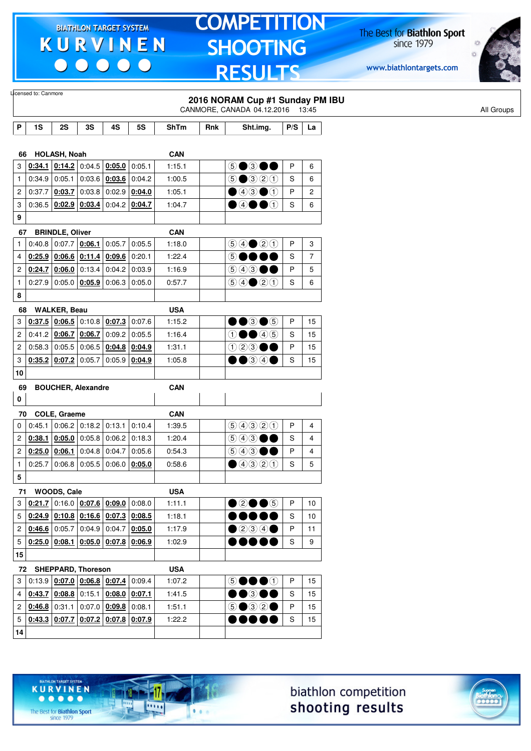Licensed to: Canmore

## 2016 NORAM Cup #1 Sunday PM IBU

CANMORE, CANADA 04.12.2016 13:45

All Groups

| P | 1S | 2S | 3S | 4S | 5S | ShTm | Rnk | Sht.img. | P/S | La |
|---|---|---|---|---|---|---|---|---|---|---|
| **66** | **HOLASH, Noah** | | | | | **CAN** | | | | |
| 3 | **0:34.1** | **0:14.2** | 0:04.5 | **0:05.0** | 0:05.1 | 1:15.1 | | ⑤●③●● | P | 6 |
| 1 | 0:34.9 | 0:05.1 | 0:03.6 | **0:03.6** | 0:04.2 | 1:00.5 | | ⑤●③②① | S | 6 |
| 2 | 0:37.7 | **0:03.7** | 0:03.8 | 0:02.9 | **0:04.0** | 1:05.1 | | ●④③●① | P | 2 |
| 3 | 0:36.5 | **0:02.9** | **0:03.4** | 0:04.2 | **0:04.7** | 1:04.7 | | ●④●●① | S | 6 |
| **9** | | | | | | | | | | |
| **67** | **BRINDLE, Oliver** | | | | | **CAN** | | | | |
| 1 | 0:40.8 | 0:07.7 | **0:06.1** | 0:05.7 | 0:05.5 | 1:18.0 | | ⑤④●②① | P | 3 |
| 4 | **0:25.9** | **0:06.6** | **0:11.4** | **0:09.6** | 0:20.1 | 1:22.4 | | ⑤●●●● | S | 7 |
| 2 | **0:24.7** | **0:06.0** | 0:13.4 | 0:04.2 | 0:03.9 | 1:16.9 | | ⑤④③●● | P | 5 |
| 1 | 0:27.9 | 0:05.0 | **0:05.9** | 0:06.3 | 0:05.0 | 0:57.7 | | ⑤④●②① | S | 6 |
| **8** | | | | | | | | | | |
| **68** | **WALKER, Beau** | | | | | **USA** | | | | |
| 3 | **0:37.5** | **0:06.5** | 0:10.8 | **0:07.3** | 0:07.6 | 1:15.2 | | ●●③●⑤ | P | 15 |
| 2 | 0:41.2 | **0:06.7** | **0:06.7** | 0:09.2 | 0:05.5 | 1:16.4 | | ①●●④⑤ | S | 15 |
| 2 | 0:58.3 | 0:05.5 | 0:06.5 | **0:04.8** | **0:04.9** | 1:31.1 | | ①②③●● | P | 15 |
| 3 | **0:35.2** | **0:07.2** | 0:05.7 | 0:05.9 | **0:04.9** | 1:05.8 | | ●●③④● | S | 15 |
| **10** | | | | | | | | | | |
| **69** | **BOUCHER, Alexandre** | | | | | **CAN** | | | | |
| **0** | | | | | | | | | | |
| **70** | **COLE, Graeme** | | | | | **CAN** | | | | |
| 0 | 0:45.1 | 0:06.2 | 0:18.2 | 0:13.1 | 0:10.4 | 1:39.5 | | ⑤④③②① | P | 4 |
| 2 | **0:38.1** | **0:05.0** | 0:05.8 | 0:06.2 | 0:18.3 | 1:20.4 | | ⑤④③●● | S | 4 |
| 2 | **0:25.0** | **0:06.1** | 0:04.8 | 0:04.7 | 0:05.6 | 0:54.3 | | ⑤④③●● | P | 4 |
| 1 | 0:25.7 | 0:06.8 | 0:05.5 | 0:06.0 | **0:05.0** | 0:58.6 | | ●④③②① | S | 5 |
| **5** | | | | | | | | | | |
| **71** | **WOODS, Cale** | | | | | **USA** | | | | |
| 3 | **0:21.7** | 0:16.0 | **0:07.6** | **0:09.0** | 0:08.0 | 1:11.1 | | ●②●●⑤ | P | 10 |
| 5 | **0:24.9** | **0:10.8** | **0:16.6** | **0:07.3** | **0:08.5** | 1:18.1 | | ●●●●● | S | 10 |
| 2 | **0:46.6** | 0:05.7 | 0:04.9 | 0:04.7 | **0:05.0** | 1:17.9 | | ●②③④● | P | 11 |
| 5 | **0:25.0** | **0:08.1** | **0:05.0** | **0:07.8** | **0:06.9** | 1:02.9 | | ●●●●● | S | 9 |
| **15** | | | | | | | | | | |
| **72** | **SHEPPARD, Thoreson** | | | | | **USA** | | | | |
| 3 | 0:13.9 | **0:07.0** | **0:06.8** | **0:07.4** | 0:09.4 | 1:07.2 | | ⑤●●●① | P | 15 |
| 4 | **0:43.7** | **0:08.8** | 0:15.1 | **0:08.0** | **0:07.1** | 1:41.5 | | ●●③●● | S | 15 |
| 2 | **0:46.8** | 0:31.1 | 0:07.0 | **0:09.8** | 0:08.1 | 1:51.1 | | ⑤●③②● | P | 15 |
| 5 | **0:43.3** | **0:07.7** | **0:07.2** | **0:07.8** | **0:07.9** | 1:22.2 | | ●●●●● | S | 15 |
| **14** | | | | | | | | | | |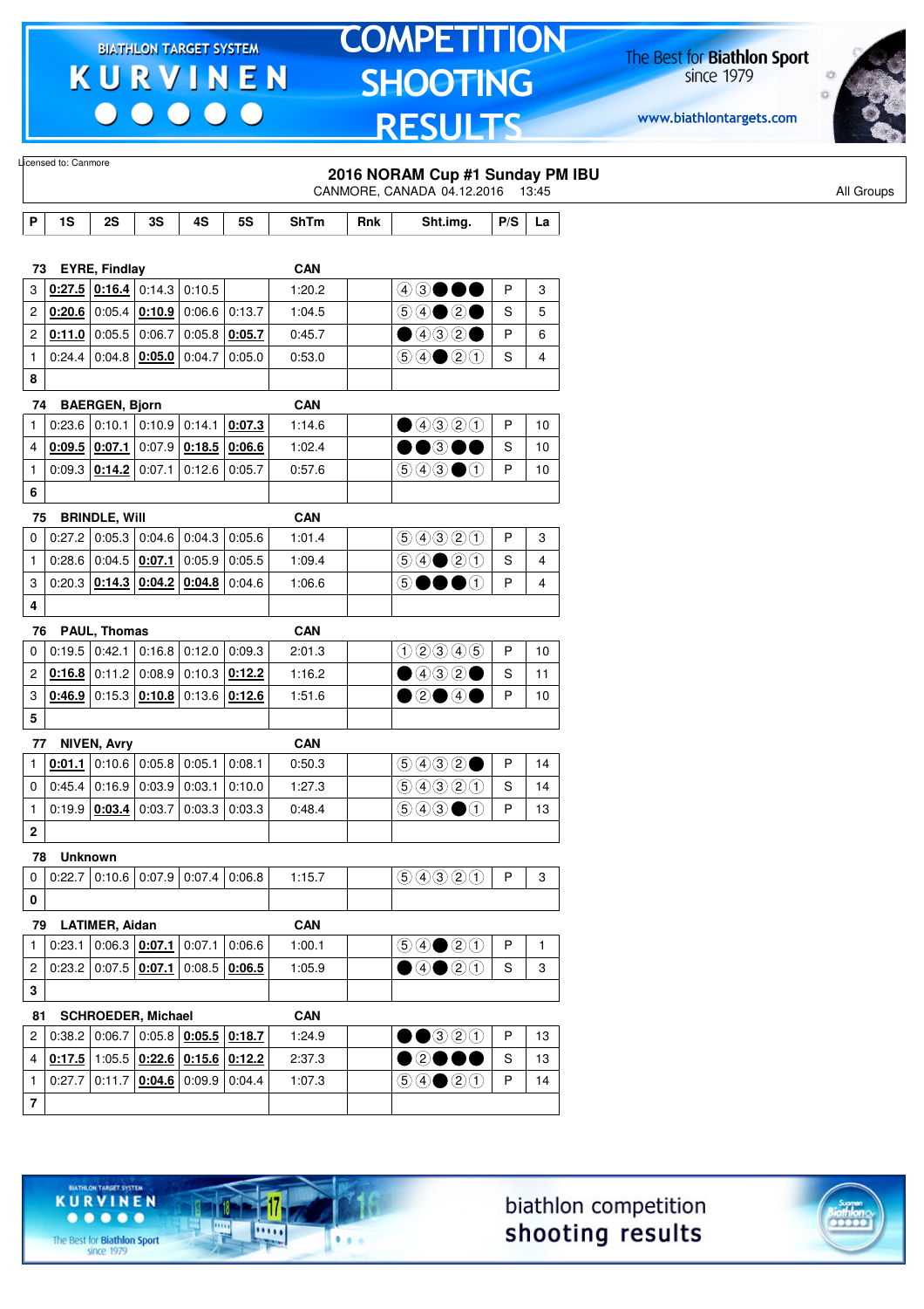Licensed to: Canmore

## 2016 NORAM Cup #1 Sunday PM IBU

CANMORE, CANADA 04.12.2016 13:45

All Groups

| P | 1S | 2S | 3S | 4S | 5S | ShTm | Rnk | Sht.img. | P/S | La |
|---|---|---|---|---|---|---|---|---|---|---|
| **73** | **EYRE, Findlay** | | | | | **CAN** | | | | |
| 3 | **0:27.5** | **0:16.4** | 0:14.3 | 0:10.5 | | 1:20.2 | | ④③●●● | P | 3 |
| 2 | **0:20.6** | 0:05.4 | **0:10.9** | 0:06.6 | 0:13.7 | 1:04.5 | | ⑤④●②● | S | 5 |
| 2 | **0:11.0** | 0:05.5 | 0:06.7 | 0:05.8 | **0:05.7** | 0:45.7 | | ●④③②● | P | 6 |
| 1 | 0:24.4 | 0:04.8 | **0:05.0** | 0:04.7 | 0:05.0 | 0:53.0 | | ⑤④●②① | S | 4 |
| **8** | | | | | | | | | | |
| **74** | **BAERGEN, Bjorn** | | | | | **CAN** | | | | |
| 1 | 0:23.6 | 0:10.1 | 0:10.9 | 0:14.1 | **0:07.3** | 1:14.6 | | ●④③②① | P | 10 |
| 4 | **0:09.5** | **0:07.1** | 0:07.9 | **0:18.5** | **0:06.6** | 1:02.4 | | ●●③●● | S | 10 |
| 1 | 0:09.3 | **0:14.2** | 0:07.1 | 0:12.6 | 0:05.7 | 0:57.6 | | ⑤④③●① | P | 10 |
| **6** | | | | | | | | | | |
| **75** | **BRINDLE, Will** | | | | | **CAN** | | | | |
| 0 | 0:27.2 | 0:05.3 | 0:04.6 | 0:04.3 | 0:05.6 | 1:01.4 | | ⑤④③②① | P | 3 |
| 1 | 0:28.6 | 0:04.5 | **0:07.1** | 0:05.9 | 0:05.5 | 1:09.4 | | ⑤④●②① | S | 4 |
| 3 | 0:20.3 | **0:14.3** | **0:04.2** | **0:04.8** | 0:04.6 | 1:06.6 | | ⑤●●●① | P | 4 |
| **4** | | | | | | | | | | |
| **76** | **PAUL, Thomas** | | | | | **CAN** | | | | |
| 0 | 0:19.5 | 0:42.1 | 0:16.8 | 0:12.0 | 0:09.3 | 2:01.3 | | ①②③④⑤ | P | 10 |
| 2 | **0:16.8** | 0:11.2 | 0:08.9 | 0:10.3 | **0:12.2** | 1:16.2 | | ●④③②● | S | 11 |
| 3 | **0:46.9** | 0:15.3 | **0:10.8** | 0:13.6 | **0:12.6** | 1:51.6 | | ●②●④● | P | 10 |
| **5** | | | | | | | | | | |
| **77** | **NIVEN, Avry** | | | | | **CAN** | | | | |
| 1 | **0:01.1** | 0:10.6 | 0:05.8 | 0:05.1 | 0:08.1 | 0:50.3 | | ⑤④③②● | P | 14 |
| 0 | 0:45.4 | 0:16.9 | 0:03.9 | 0:03.1 | 0:10.0 | 1:27.3 | | ⑤④③②① | S | 14 |
| 1 | 0:19.9 | **0:03.4** | 0:03.7 | 0:03.3 | 0:03.3 | 0:48.4 | | ⑤④③●① | P | 13 |
| **2** | | | | | | | | | | |
| **78** | **Unknown** | | | | | | | | | |
| 0 | 0:22.7 | 0:10.6 | 0:07.9 | 0:07.4 | 0:06.8 | 1:15.7 | | ⑤④③②① | P | 3 |
| **0** | | | | | | | | | | |
| **79** | **LATIMER, Aidan** | | | | | **CAN** | | | | |
| 1 | 0:23.1 | 0:06.3 | **0:07.1** | 0:07.1 | 0:06.6 | 1:00.1 | | ⑤④●②① | P | 1 |
| 2 | 0:23.2 | 0:07.5 | **0:07.1** | 0:08.5 | **0:06.5** | 1:05.9 | | ●④●②① | S | 3 |
| **3** | | | | | | | | | | |
| **81** | **SCHROEDER, Michael** | | | | | **CAN** | | | | |
| 2 | 0:38.2 | 0:06.7 | 0:05.8 | **0:05.5** | **0:18.7** | 1:24.9 | | ●●③②① | P | 13 |
| 4 | **0:17.5** | 1:05.5 | **0:22.6** | **0:15.6** | **0:12.2** | 2:37.3 | | ●②●●● | S | 13 |
| 1 | 0:27.7 | 0:11.7 | **0:04.6** | 0:09.9 | 0:04.4 | 1:07.3 | | ⑤④●②① | P | 14 |
| **7** | | | | | | | | | | |

biathlon competition shooting results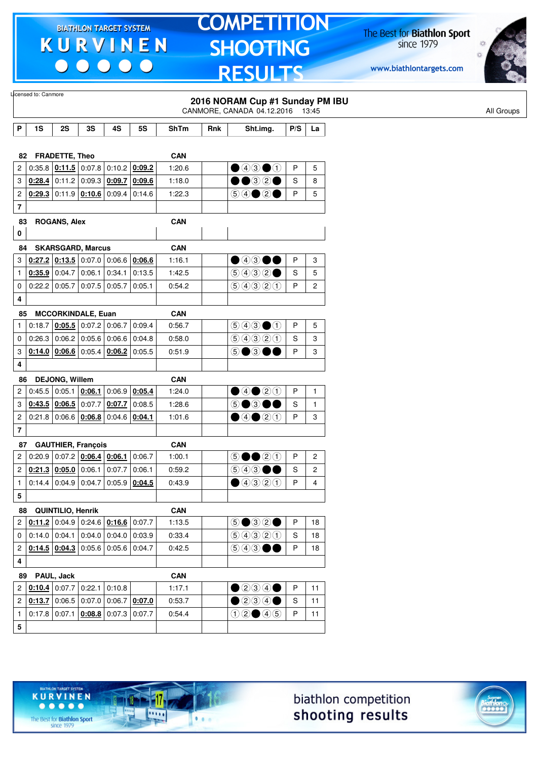Licensed to: Canmore

## 2016 NORAM Cup #1 Sunday PM IBU

CANMORE, CANADA 04.12.2016 13:45

All Groups

| P | 1S | 2S | 3S | 4S | 5S | ShTm | Rnk | Sht.img. | P/S | La |
|---|---|---|---|---|---|---|---|---|---|---|
| **82** | **FRADETTE, Theo** | | | | | **CAN** | | | | |
| 2 | 0:35.8 | **0:11.5** | 0:07.8 | 0:10.2 | **0:09.2** | 1:20.6 | | ● ④ ③ ● ① | P | 5 |
| 3 | **0:28.4** | 0:11.2 | 0:09.3 | **0:09.7** | **0:09.6** | 1:18.0 | | ● ● ③ ② ● | S | 8 |
| 2 | **0:29.3** | 0:11.9 | **0:10.6** | 0:09.4 | 0:14.6 | 1:22.3 | | ⑤ ④ ● ② ● | P | 5 |
| 7 | | | | | | | | | | |
| **83** | **ROGANS, Alex** | | | | | **CAN** | | | | |
| 0 | | | | | | | | | | |
| **84** | **SKARSGARD, Marcus** | | | | | **CAN** | | | | |
| 3 | **0:27.2** | **0:13.5** | 0:07.0 | 0:06.6 | **0:06.6** | 1:16.1 | | ● ④ ③ ● ● | P | 3 |
| 1 | **0:35.9** | 0:04.7 | 0:06.1 | 0:34.1 | 0:13.5 | 1:42.5 | | ⑤ ④ ③ ② ● | S | 5 |
| 0 | 0:22.2 | 0:05.7 | 0:07.5 | 0:05.7 | 0:05.1 | 0:54.2 | | ⑤ ④ ③ ② ① | P | 2 |
| 4 | | | | | | | | | | |
| **85** | **MCCORKINDALE, Euan** | | | | | **CAN** | | | | |
| 1 | 0:18.7 | **0:05.5** | 0:07.2 | 0:06.7 | 0:09.4 | 0:56.7 | | ⑤ ④ ③ ● ① | P | 5 |
| 0 | 0:26.3 | 0:06.2 | 0:05.6 | 0:06.6 | 0:04.8 | 0:58.0 | | ⑤ ④ ③ ② ① | S | 3 |
| 3 | **0:14.0** | **0:06.6** | 0:05.4 | **0:06.2** | 0:05.5 | 0:51.9 | | ⑤ ● ③ ● ● | P | 3 |
| 4 | | | | | | | | | | |
| **86** | **DEJONG, Willem** | | | | | **CAN** | | | | |
| 2 | 0:45.5 | 0:05.1 | **0:06.1** | 0:06.9 | **0:05.4** | 1:24.0 | | ● ④ ● ② ① | P | 1 |
| 3 | **0:43.5** | **0:06.5** | 0:07.7 | **0:07.7** | 0:08.5 | 1:28.6 | | ⑤ ● ③ ● ● | S | 1 |
| 2 | 0:21.8 | 0:06.6 | **0:06.8** | 0:04.6 | **0:04.1** | 1:01.6 | | ● ④ ● ② ① | P | 3 |
| 7 | | | | | | | | | | |
| **87** | **GAUTHIER, François** | | | | | **CAN** | | | | |
| 2 | 0:20.9 | 0:07.2 | **0:06.4** | **0:06.1** | 0:06.7 | 1:00.1 | | ⑤ ● ● ② ① | P | 2 |
| 2 | **0:21.3** | **0:05.0** | 0:06.1 | 0:07.7 | 0:06.1 | 0:59.2 | | ⑤ ④ ③ ● ● | S | 2 |
| 1 | 0:14.4 | 0:04.9 | 0:04.7 | 0:05.9 | **0:04.5** | 0:43.9 | | ● ④ ③ ② ① | P | 4 |
| 5 | | | | | | | | | | |
| **88** | **QUINTILIO, Henrik** | | | | | **CAN** | | | | |
| 2 | **0:11.2** | 0:04.9 | 0:24.6 | **0:16.6** | 0:07.7 | 1:13.5 | | ⑤ ● ③ ② ● | P | 18 |
| 0 | 0:14.0 | 0:04.1 | 0:04.0 | 0:04.0 | 0:03.9 | 0:33.4 | | ⑤ ④ ③ ② ① | S | 18 |
| 2 | **0:14.5** | **0:04.3** | 0:05.6 | 0:05.6 | 0:04.7 | 0:42.5 | | ⑤ ④ ③ ● ● | P | 18 |
| 4 | | | | | | | | | | |
| **89** | **PAUL, Jack** | | | | | **CAN** | | | | |
| 2 | **0:10.4** | 0:07.7 | 0:22.1 | 0:10.8 | | 1:17.1 | | ● ② ③ ④ ● | P | 11 |
| 2 | **0:13.7** | 0:06.5 | 0:07.0 | 0:06.7 | **0:07.0** | 0:53.7 | | ● ② ③ ④ ● | S | 11 |
| 1 | 0:17.8 | 0:07.1 | **0:08.8** | 0:07.3 | 0:07.7 | 0:54.4 | | ① ② ● ④ ⑤ | P | 11 |
| 5 | | | | | | | | | | |

biathlon competition shooting results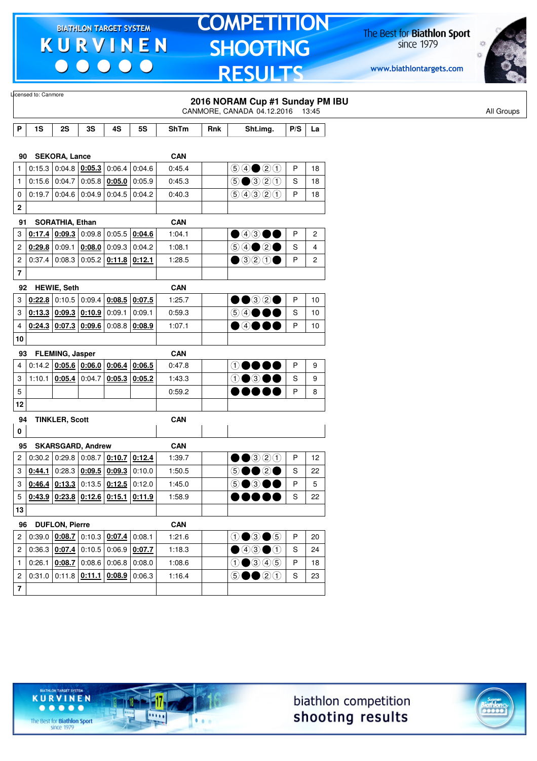Licensed to: Canmore

## 2016 NORAM Cup #1 Sunday PM IBU

CANMORE, CANADA 04.12.2016 13:45

All Groups

| P | 1S | 2S | 3S | 4S | 5S | ShTm | Rnk | Sht.img. | P/S | La |
|---|---|---|---|---|---|---|---|---|---|---|
| **90** | **SEKORA, Lance** | | | | | **CAN** | | | | |
| 1 | 0:15.3 | 0:04.8 | **0:05.3** | 0:06.4 | 0:04.6 | 0:45.4 | | ⑤④●②① | P | 18 |
| 1 | 0:15.6 | 0:04.7 | 0:05.8 | **0:05.0** | 0:05.9 | 0:45.3 | | ⑤●③②① | S | 18 |
| 0 | 0:19.7 | 0:04.6 | 0:04.9 | 0:04.5 | 0:04.2 | 0:40.3 | | ⑤④③②① | P | 18 |
| **2** | | | | | | | | | | |
| **91** | **SORATHIA, Ethan** | | | | | **CAN** | | | | |
| 3 | **0:17.4** | **0:09.3** | 0:09.8 | 0:05.5 | **0:04.6** | 1:04.1 | | ●④③●● | P | 2 |
| 2 | **0:29.8** | 0:09.1 | **0:08.0** | 0:09.3 | 0:04.2 | 1:08.1 | | ⑤④●②● | S | 4 |
| 2 | 0:37.4 | 0:08.3 | 0:05.2 | **0:11.8** | **0:12.1** | 1:28.5 | | ●③②①● | P | 2 |
| **7** | | | | | | | | | | |
| **92** | **HEWIE, Seth** | | | | | **CAN** | | | | |
| 3 | **0:22.8** | 0:10.5 | 0:09.4 | **0:08.5** | **0:07.5** | 1:25.7 | | ●●③②● | P | 10 |
| 3 | **0:13.3** | **0:09.3** | **0:10.9** | 0:09.1 | 0:09.1 | 0:59.3 | | ⑤④●●● | S | 10 |
| 4 | **0:24.3** | **0:07.3** | **0:09.6** | 0:08.8 | **0:08.9** | 1:07.1 | | ●④●●● | P | 10 |
| **10** | | | | | | | | | | |
| **93** | **FLEMING, Jasper** | | | | | **CAN** | | | | |
| 4 | 0:14.2 | **0:05.6** | **0:06.0** | **0:06.4** | **0:06.5** | 0:47.8 | | ①●●●● | P | 9 |
| 3 | 1:10.1 | **0:05.4** | 0:04.7 | **0:05.3** | **0:05.2** | 1:43.3 | | ①●③●● | S | 9 |
| 5 | | | | | | 0:59.2 | | ●●●●● | P | 8 |
| **12** | | | | | | | | | | |
| **94** | **TINKLER, Scott** | | | | | **CAN** | | | | |
| **0** | | | | | | | | | | |
| **95** | **SKARSGARD, Andrew** | | | | | **CAN** | | | | |
| 2 | 0:30.2 | 0:29.8 | 0:08.7 | **0:10.7** | **0:12.4** | 1:39.7 | | ●●③②① | P | 12 |
| 3 | **0:44.1** | 0:28.3 | **0:09.5** | **0:09.3** | 0:10.0 | 1:50.5 | | ⑤●●②● | S | 22 |
| 3 | **0:46.4** | **0:13.3** | 0:13.5 | **0:12.5** | 0:12.0 | 1:45.0 | | ⑤●③●● | P | 5 |
| 5 | **0:43.9** | **0:23.8** | **0:12.6** | **0:15.1** | **0:11.9** | 1:58.9 | | ●●●●● | S | 22 |
| **13** | | | | | | | | | | |
| **96** | **DUFLON, Pierre** | | | | | **CAN** | | | | |
| 2 | 0:39.0 | **0:08.7** | 0:10.3 | **0:07.4** | 0:08.1 | 1:21.6 | | ①●③●⑤ | P | 20 |
| 2 | 0:36.3 | **0:07.4** | 0:10.5 | 0:06.9 | **0:07.7** | 1:18.3 | | ●④③●① | S | 24 |
| 1 | 0:26.1 | **0:08.7** | 0:08.6 | 0:06.8 | 0:08.0 | 1:08.6 | | ①●③④⑤ | P | 18 |
| 2 | 0:31.0 | 0:11.8 | **0:11.1** | **0:08.9** | 0:06.3 | 1:16.4 | | ⑤●●②① | S | 23 |
| **7** | | | | | | | | | | |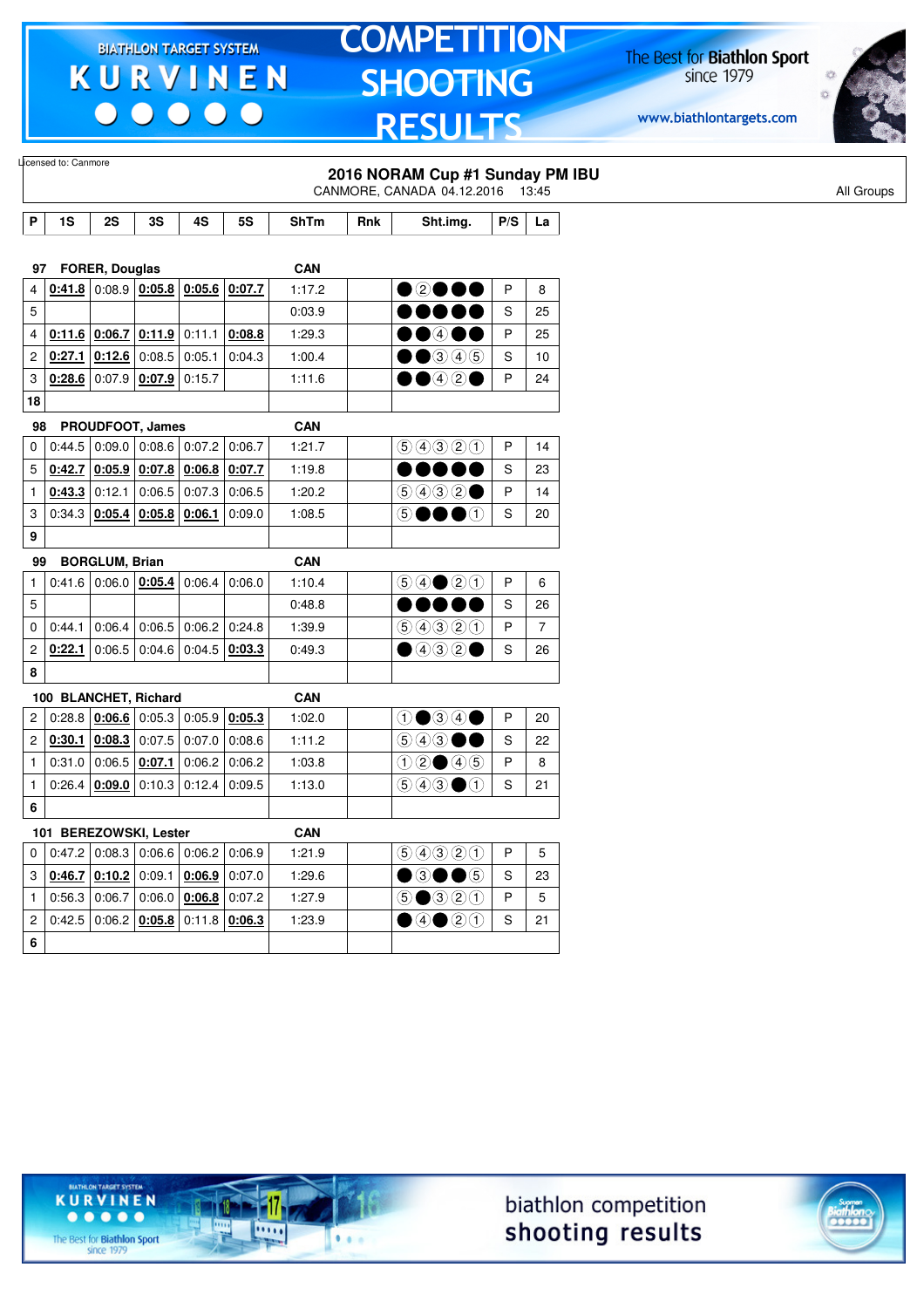Licensed to: Canmore

## 2016 NORAM Cup #1 Sunday PM IBU

CANMORE, CANADA 04.12.2016 13:45

All Groups

| P | 1S | 2S | 3S | 4S | 5S | ShTm | Rnk | Sht.img. | P/S | La |
|---|---|---|---|---|---|---|---|---|---|---|
| **97 FORER, Douglas** | | | | | | CAN | | | | |
| 4 | **0:41.8** | 0:08.9 | **0:05.8** | **0:05.6** | **0:07.7** | 1:17.2 | | ●②●●● | P | 8 |
| 5 | | | | | | 0:03.9 | | ●●●●● | S | 25 |
| 4 | **0:11.6** | **0:06.7** | **0:11.9** | 0:11.1 | **0:08.8** | 1:29.3 | | ●●④●● | P | 25 |
| 2 | **0:27.1** | **0:12.6** | 0:08.5 | 0:05.1 | 0:04.3 | 1:00.4 | | ●●③④⑤ | S | 10 |
| 3 | **0:28.6** | 0:07.9 | **0:07.9** | 0:15.7 | | 1:11.6 | | ●●④②● | P | 24 |
| 18 | | | | | | | | | | |
| **98 PROUDFOOT, James** | | | | | | CAN | | | | |
| 0 | 0:44.5 | 0:09.0 | 0:08.6 | 0:07.2 | 0:06.7 | 1:21.7 | | ⑤④③②① | P | 14 |
| 5 | **0:42.7** | **0:05.9** | **0:07.8** | **0:06.8** | **0:07.7** | 1:19.8 | | ●●●●● | S | 23 |
| 1 | **0:43.3** | 0:12.1 | 0:06.5 | 0:07.3 | 0:06.5 | 1:20.2 | | ⑤④③②● | P | 14 |
| 3 | 0:34.3 | **0:05.4** | **0:05.8** | **0:06.1** | 0:09.0 | 1:08.5 | | ⑤●●●① | S | 20 |
| 9 | | | | | | | | | | |
| **99 BORGLUM, Brian** | | | | | | CAN | | | | |
| 1 | 0:41.6 | 0:06.0 | **0:05.4** | 0:06.4 | 0:06.0 | 1:10.4 | | ⑤④●②① | P | 6 |
| 5 | | | | | | 0:48.8 | | ●●●●● | S | 26 |
| 0 | 0:44.1 | 0:06.4 | 0:06.5 | 0:06.2 | 0:24.8 | 1:39.9 | | ⑤④③②① | P | 7 |
| 2 | **0:22.1** | 0:06.5 | 0:04.6 | 0:04.5 | **0:03.3** | 0:49.3 | | ●④③②● | S | 26 |
| 8 | | | | | | | | | | |
| **100 BLANCHET, Richard** | | | | | | CAN | | | | |
| 2 | 0:28.8 | **0:06.6** | 0:05.3 | 0:05.9 | **0:05.3** | 1:02.0 | | ①●③④● | P | 20 |
| 2 | **0:30.1** | **0:08.3** | 0:07.5 | 0:07.0 | 0:08.6 | 1:11.2 | | ⑤④③●● | S | 22 |
| 1 | 0:31.0 | 0:06.5 | **0:07.1** | 0:06.2 | 0:06.2 | 1:03.8 | | ①②●④⑤ | P | 8 |
| 1 | 0:26.4 | **0:09.0** | 0:10.3 | 0:12.4 | 0:09.5 | 1:13.0 | | ⑤④③●① | S | 21 |
| 6 | | | | | | | | | | |
| **101 BEREZOWSKI, Lester** | | | | | | CAN | | | | |
| 0 | 0:47.2 | 0:08.3 | 0:06.6 | 0:06.2 | 0:06.9 | 1:21.9 | | ⑤④③②① | P | 5 |
| 3 | **0:46.7** | **0:10.2** | 0:09.1 | **0:06.9** | 0:07.0 | 1:29.6 | | ●③●●⑤ | S | 23 |
| 1 | 0:56.3 | 0:06.7 | 0:06.0 | **0:06.8** | 0:07.2 | 1:27.9 | | ⑤●③②① | P | 5 |
| 2 | 0:42.5 | 0:06.2 | **0:05.8** | 0:11.8 | **0:06.3** | 1:23.9 | | ●④●②① | S | 21 |
| 6 | | | | | | | | | | |